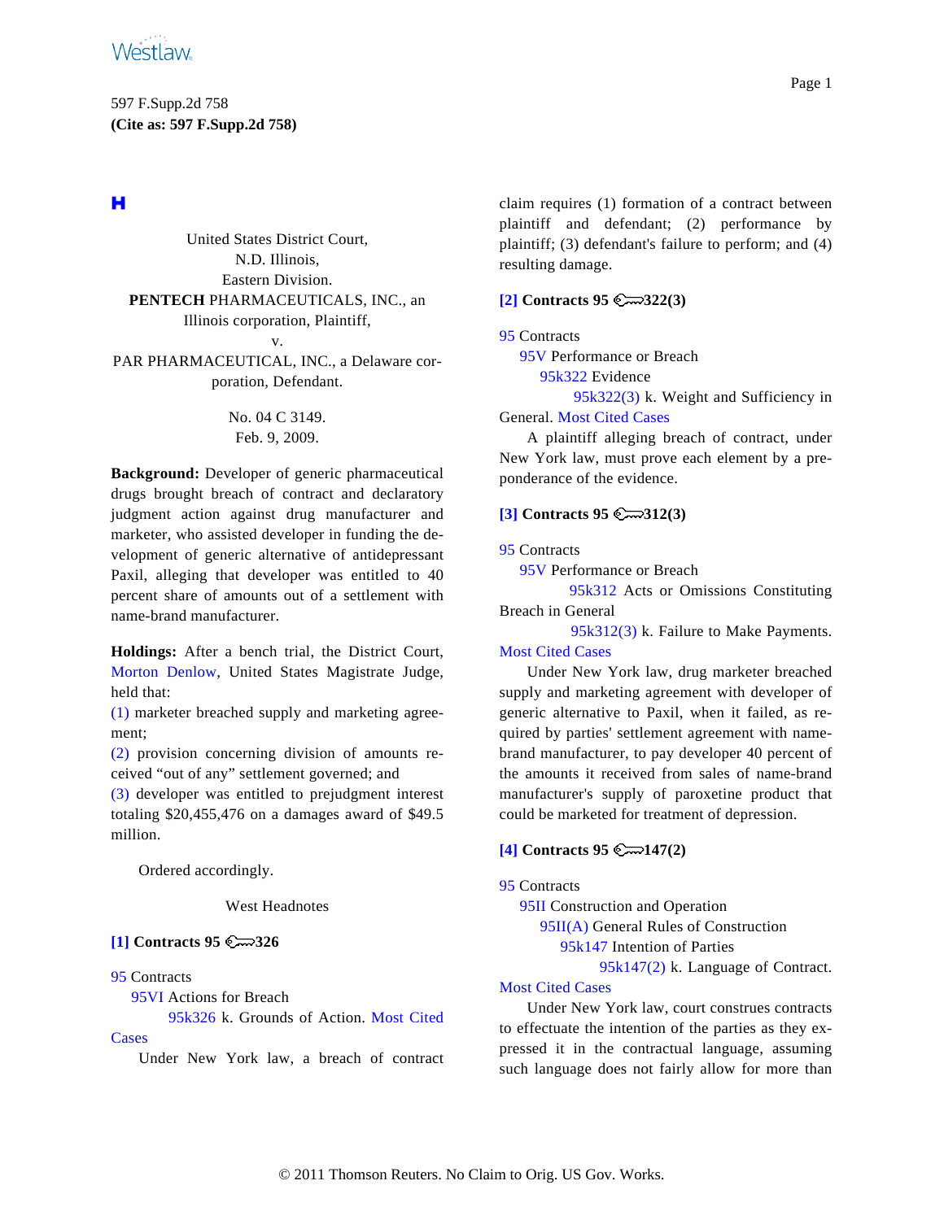597 F.Supp.2d 758

**(Cite as: 597 F.Supp.2d 758)**

**H**

United States District Court,
N.D. Illinois,
Eastern Division.

**PENTECH** PHARMACEUTICALS, INC., an Illinois corporation, Plaintiff,
v.
PAR PHARMACEUTICAL, INC., a Delaware corporation, Defendant.

No. 04 C 3149.
Feb. 9, 2009.

**Background:** Developer of generic pharmaceutical drugs brought breach of contract and declaratory judgment action against drug manufacturer and marketer, who assisted developer in funding the development of generic alternative of antidepressant Paxil, alleging that developer was entitled to 40 percent share of amounts out of a settlement with name-brand manufacturer.

**Holdings:** After a bench trial, the District Court, Morton Denlow, United States Magistrate Judge, held that:

(1) marketer breached supply and marketing agreement;

(2) provision concerning division of amounts received "out of any" settlement governed; and

(3) developer was entitled to prejudgment interest totaling $20,455,476 on a damages award of $49.5 million.

Ordered accordingly.

West Headnotes

**[1] Contracts 95 ⚷326**

95 Contracts
95VI Actions for Breach
95k326 k. Grounds of Action. Most Cited Cases

Under New York law, a breach of contract claim requires (1) formation of a contract between plaintiff and defendant; (2) performance by plaintiff; (3) defendant's failure to perform; and (4) resulting damage.

**[2] Contracts 95 ⚷322(3)**

95 Contracts
95V Performance or Breach
95k322 Evidence
95k322(3) k. Weight and Sufficiency in General. Most Cited Cases

A plaintiff alleging breach of contract, under New York law, must prove each element by a preponderance of the evidence.

**[3] Contracts 95 ⚷312(3)**

95 Contracts
95V Performance or Breach
95k312 Acts or Omissions Constituting Breach in General
95k312(3) k. Failure to Make Payments. Most Cited Cases

Under New York law, drug marketer breached supply and marketing agreement with developer of generic alternative to Paxil, when it failed, as required by parties' settlement agreement with name-brand manufacturer, to pay developer 40 percent of the amounts it received from sales of name-brand manufacturer's supply of paroxetine product that could be marketed for treatment of depression.

**[4] Contracts 95 ⚷147(2)**

95 Contracts
95II Construction and Operation
95II(A) General Rules of Construction
95k147 Intention of Parties
95k147(2) k. Language of Contract. Most Cited Cases

Under New York law, court construes contracts to effectuate the intention of the parties as they expressed it in the contractual language, assuming such language does not fairly allow for more than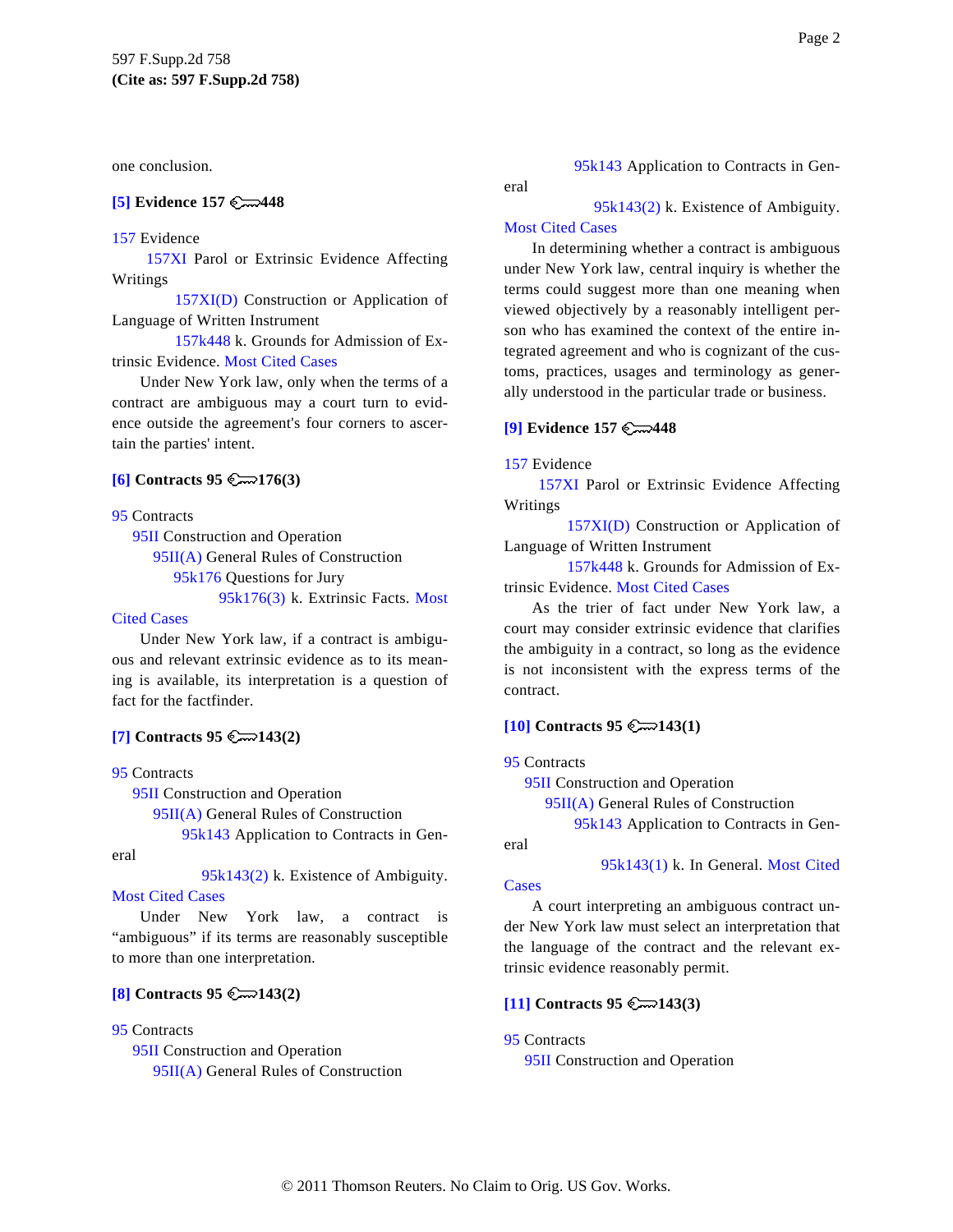one conclusion.

**[5] Evidence 157 ⚷448**

157 Evidence

157XI Parol or Extrinsic Evidence Affecting Writings

157XI(D) Construction or Application of Language of Written Instrument

157k448 k. Grounds for Admission of Extrinsic Evidence. Most Cited Cases

Under New York law, only when the terms of a contract are ambiguous may a court turn to evidence outside the agreement's four corners to ascertain the parties' intent.

**[6] Contracts 95 ⚷176(3)**

95 Contracts

95II Construction and Operation

95II(A) General Rules of Construction

95k176 Questions for Jury

95k176(3) k. Extrinsic Facts. Most Cited Cases

Under New York law, if a contract is ambiguous and relevant extrinsic evidence as to its meaning is available, its interpretation is a question of fact for the factfinder.

**[7] Contracts 95 ⚷143(2)**

95 Contracts

95II Construction and Operation

95II(A) General Rules of Construction

95k143 Application to Contracts in General

95k143(2) k. Existence of Ambiguity. Most Cited Cases

Under New York law, a contract is "ambiguous" if its terms are reasonably susceptible to more than one interpretation.

**[8] Contracts 95 ⚷143(2)**

95 Contracts

95II Construction and Operation

95II(A) General Rules of Construction

95k143 Application to Contracts in General

95k143(2) k. Existence of Ambiguity. Most Cited Cases

In determining whether a contract is ambiguous under New York law, central inquiry is whether the terms could suggest more than one meaning when viewed objectively by a reasonably intelligent person who has examined the context of the entire integrated agreement and who is cognizant of the customs, practices, usages and terminology as generally understood in the particular trade or business.

**[9] Evidence 157 ⚷448**

157 Evidence

157XI Parol or Extrinsic Evidence Affecting Writings

157XI(D) Construction or Application of Language of Written Instrument

157k448 k. Grounds for Admission of Extrinsic Evidence. Most Cited Cases

As the trier of fact under New York law, a court may consider extrinsic evidence that clarifies the ambiguity in a contract, so long as the evidence is not inconsistent with the express terms of the contract.

**[10] Contracts 95 ⚷143(1)**

95 Contracts

95II Construction and Operation

95II(A) General Rules of Construction

95k143 Application to Contracts in General

95k143(1) k. In General. Most Cited Cases

A court interpreting an ambiguous contract under New York law must select an interpretation that the language of the contract and the relevant extrinsic evidence reasonably permit.

**[11] Contracts 95 ⚷143(3)**

95 Contracts

95II Construction and Operation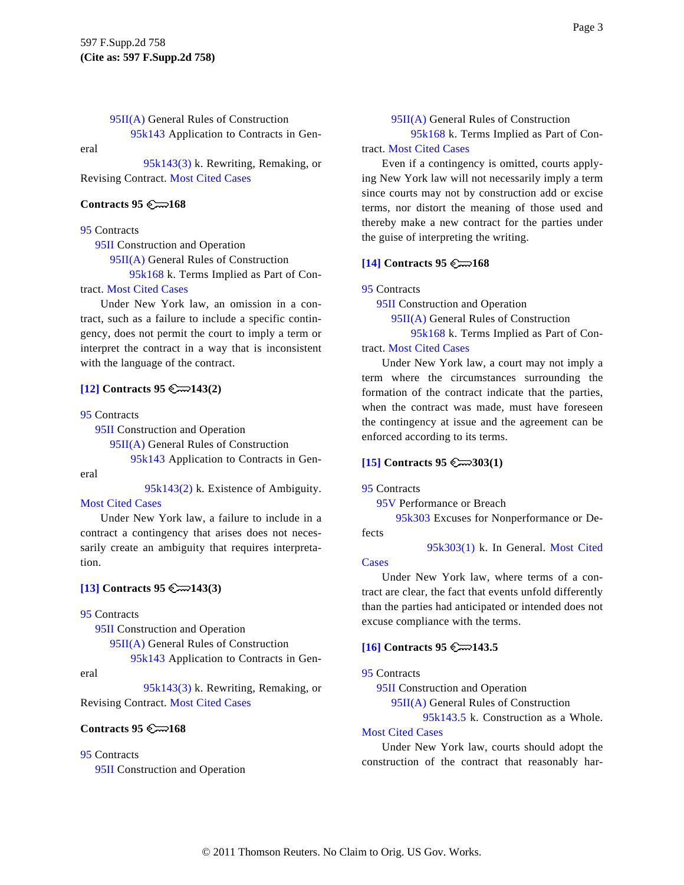95II(A) General Rules of Construction
95k143 Application to Contracts in General
95k143(3) k. Rewriting, Remaking, or Revising Contract. Most Cited Cases

**Contracts 95 ⚷168**

95 Contracts
95II Construction and Operation
95II(A) General Rules of Construction
95k168 k. Terms Implied as Part of Contract. Most Cited Cases

Under New York law, an omission in a contract, such as a failure to include a specific contingency, does not permit the court to imply a term or interpret the contract in a way that is inconsistent with the language of the contract.

**[12] Contracts 95 ⚷143(2)**

95 Contracts
95II Construction and Operation
95II(A) General Rules of Construction
95k143 Application to Contracts in General
95k143(2) k. Existence of Ambiguity. Most Cited Cases

Under New York law, a failure to include in a contract a contingency that arises does not necessarily create an ambiguity that requires interpretation.

**[13] Contracts 95 ⚷143(3)**

95 Contracts
95II Construction and Operation
95II(A) General Rules of Construction
95k143 Application to Contracts in General
95k143(3) k. Rewriting, Remaking, or Revising Contract. Most Cited Cases

**Contracts 95 ⚷168**

95 Contracts
95II Construction and Operation
95II(A) General Rules of Construction
95k168 k. Terms Implied as Part of Contract. Most Cited Cases

Even if a contingency is omitted, courts applying New York law will not necessarily imply a term since courts may not by construction add or excise terms, nor distort the meaning of those used and thereby make a new contract for the parties under the guise of interpreting the writing.

**[14] Contracts 95 ⚷168**

95 Contracts
95II Construction and Operation
95II(A) General Rules of Construction
95k168 k. Terms Implied as Part of Contract. Most Cited Cases

Under New York law, a court may not imply a term where the circumstances surrounding the formation of the contract indicate that the parties, when the contract was made, must have foreseen the contingency at issue and the agreement can be enforced according to its terms.

**[15] Contracts 95 ⚷303(1)**

95 Contracts
95V Performance or Breach
95k303 Excuses for Nonperformance or Defects
95k303(1) k. In General. Most Cited Cases

Under New York law, where terms of a contract are clear, the fact that events unfold differently than the parties had anticipated or intended does not excuse compliance with the terms.

**[16] Contracts 95 ⚷143.5**

95 Contracts
95II Construction and Operation
95II(A) General Rules of Construction
95k143.5 k. Construction as a Whole. Most Cited Cases

Under New York law, courts should adopt the construction of the contract that reasonably har-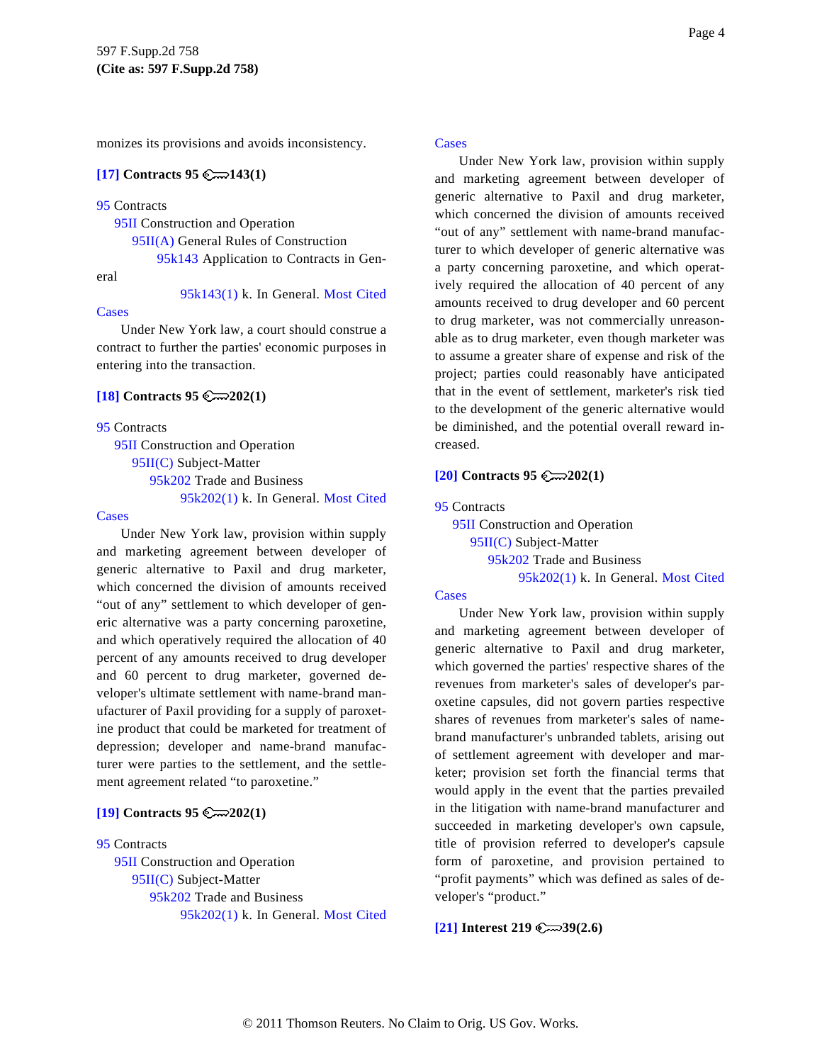monizes its provisions and avoids inconsistency.

**[17] Contracts 95 143(1)**

95 Contracts
95II Construction and Operation
95II(A) General Rules of Construction
95k143 Application to Contracts in General
95k143(1) k. In General. Most Cited Cases

Under New York law, a court should construe a contract to further the parties' economic purposes in entering into the transaction.

**[18] Contracts 95 202(1)**

95 Contracts
95II Construction and Operation
95II(C) Subject-Matter
95k202 Trade and Business
95k202(1) k. In General. Most Cited Cases

Under New York law, provision within supply and marketing agreement between developer of generic alternative to Paxil and drug marketer, which concerned the division of amounts received "out of any" settlement to which developer of generic alternative was a party concerning paroxetine, and which operatively required the allocation of 40 percent of any amounts received to drug developer and 60 percent to drug marketer, governed developer's ultimate settlement with name-brand manufacturer of Paxil providing for a supply of paroxetine product that could be marketed for treatment of depression; developer and name-brand manufacturer were parties to the settlement, and the settlement agreement related "to paroxetine."

**[19] Contracts 95 202(1)**

95 Contracts
95II Construction and Operation
95II(C) Subject-Matter
95k202 Trade and Business
95k202(1) k. In General. Most Cited Cases

Under New York law, provision within supply and marketing agreement between developer of generic alternative to Paxil and drug marketer, which concerned the division of amounts received "out of any" settlement with name-brand manufacturer to which developer of generic alternative was a party concerning paroxetine, and which operatively required the allocation of 40 percent of any amounts received to drug developer and 60 percent to drug marketer, was not commercially unreasonable as to drug marketer, even though marketer was to assume a greater share of expense and risk of the project; parties could reasonably have anticipated that in the event of settlement, marketer's risk tied to the development of the generic alternative would be diminished, and the potential overall reward increased.

**[20] Contracts 95 202(1)**

95 Contracts
95II Construction and Operation
95II(C) Subject-Matter
95k202 Trade and Business
95k202(1) k. In General. Most Cited Cases

Under New York law, provision within supply and marketing agreement between developer of generic alternative to Paxil and drug marketer, which governed the parties' respective shares of the revenues from marketer's sales of developer's paroxetine capsules, did not govern parties respective shares of revenues from marketer's sales of name-brand manufacturer's unbranded tablets, arising out of settlement agreement with developer and marketer; provision set forth the financial terms that would apply in the event that the parties prevailed in the litigation with name-brand manufacturer and succeeded in marketing developer's own capsule, title of provision referred to developer's capsule form of paroxetine, and provision pertained to "profit payments" which was defined as sales of developer's "product."

**[21] Interest 219 39(2.6)**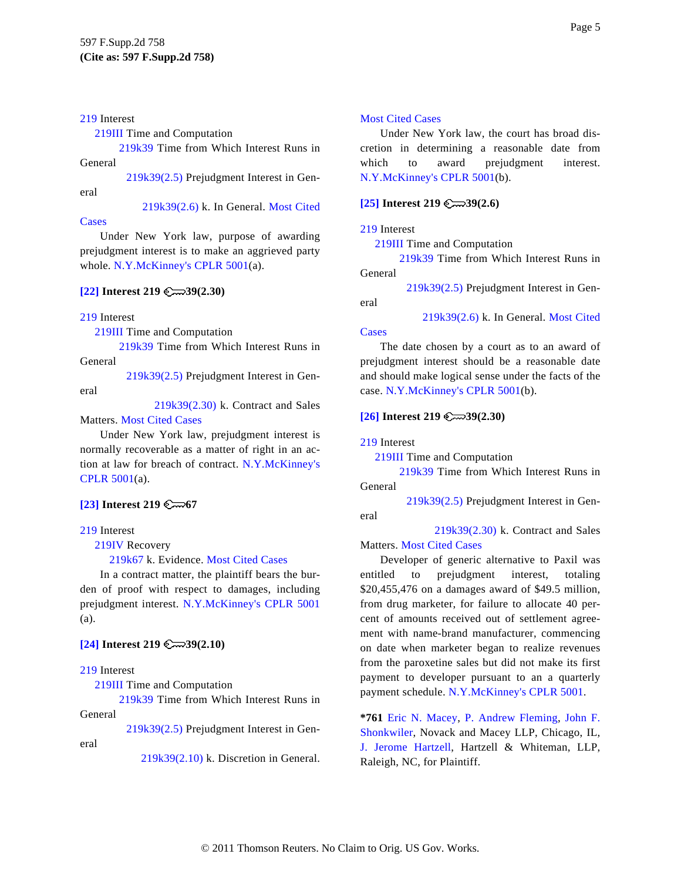219 Interest

219III Time and Computation

219k39 Time from Which Interest Runs in General

219k39(2.5) Prejudgment Interest in General

219k39(2.6) k. In General. Most Cited Cases

Under New York law, purpose of awarding prejudgment interest is to make an aggrieved party whole. N.Y.McKinney's CPLR 5001(a).

**[22] Interest 219 39(2.30)**

219 Interest

219III Time and Computation

219k39 Time from Which Interest Runs in General

219k39(2.5) Prejudgment Interest in General

219k39(2.30) k. Contract and Sales Matters. Most Cited Cases

Under New York law, prejudgment interest is normally recoverable as a matter of right in an action at law for breach of contract. N.Y.McKinney's CPLR 5001(a).

**[23] Interest 219 67**

219 Interest

219IV Recovery

219k67 k. Evidence. Most Cited Cases

In a contract matter, the plaintiff bears the burden of proof with respect to damages, including prejudgment interest. N.Y.McKinney's CPLR 5001 (a).

**[24] Interest 219 39(2.10)**

219 Interest

219III Time and Computation

219k39 Time from Which Interest Runs in General

219k39(2.5) Prejudgment Interest in General

219k39(2.10) k. Discretion in General. Most Cited Cases

Under New York law, the court has broad discretion in determining a reasonable date from which to award prejudgment interest. N.Y.McKinney's CPLR 5001(b).

**[25] Interest 219 39(2.6)**

219 Interest

219III Time and Computation

219k39 Time from Which Interest Runs in General

219k39(2.5) Prejudgment Interest in General

219k39(2.6) k. In General. Most Cited Cases

The date chosen by a court as to an award of prejudgment interest should be a reasonable date and should make logical sense under the facts of the case. N.Y.McKinney's CPLR 5001(b).

**[26] Interest 219 39(2.30)**

219 Interest

219III Time and Computation

219k39 Time from Which Interest Runs in General

219k39(2.5) Prejudgment Interest in General

219k39(2.30) k. Contract and Sales Matters. Most Cited Cases

Developer of generic alternative to Paxil was entitled to prejudgment interest, totaling $20,455,476 on a damages award of $49.5 million, from drug marketer, for failure to allocate 40 percent of amounts received out of settlement agreement with name-brand manufacturer, commencing on date when marketer began to realize revenues from the paroxetine sales but did not make its first payment to developer pursuant to an a quarterly payment schedule. N.Y.McKinney's CPLR 5001.

**\*761** Eric N. Macey, P. Andrew Fleming, John F. Shonkwiler, Novack and Macey LLP, Chicago, IL, J. Jerome Hartzell, Hartzell & Whiteman, LLP, Raleigh, NC, for Plaintiff.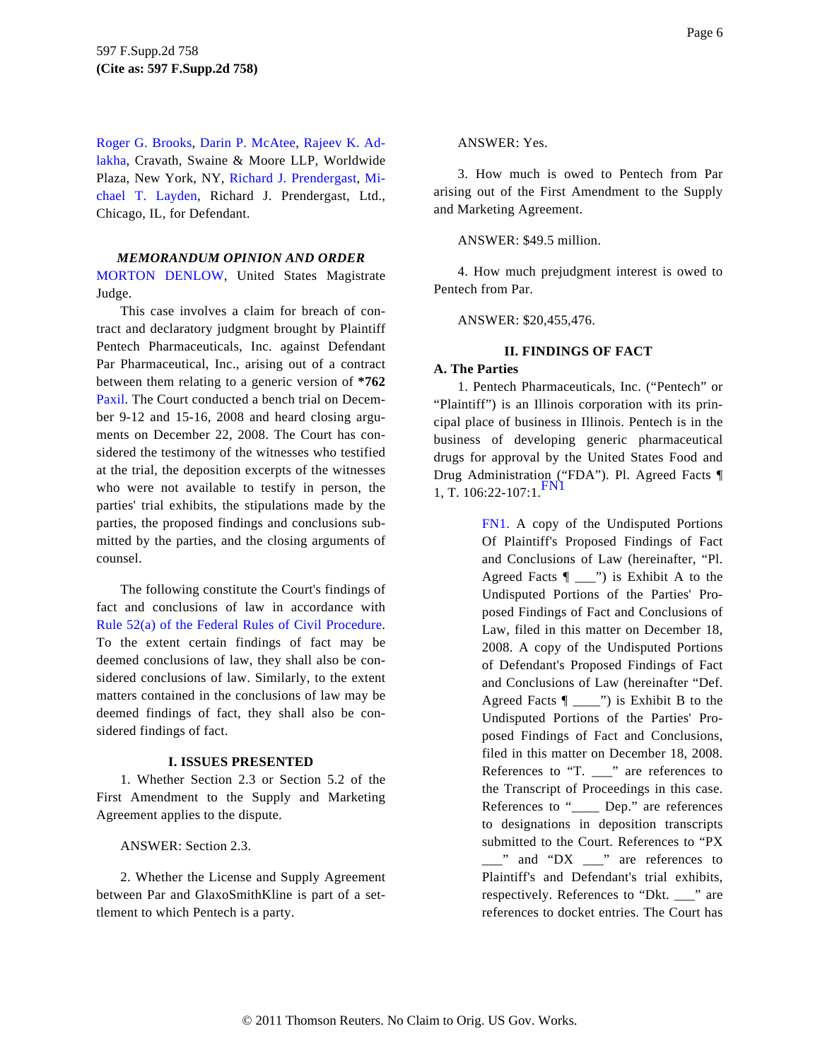Roger G. Brooks, Darin P. McAtee, Rajeev K. Adlakha, Cravath, Swaine & Moore LLP, Worldwide Plaza, New York, NY, Richard J. Prendergast, Michael T. Layden, Richard J. Prendergast, Ltd., Chicago, IL, for Defendant.

***MEMORANDUM OPINION AND ORDER***

MORTON DENLOW, United States Magistrate Judge.

This case involves a claim for breach of contract and declaratory judgment brought by Plaintiff Pentech Pharmaceuticals, Inc. against Defendant Par Pharmaceutical, Inc., arising out of a contract between them relating to a generic version of **\*762** Paxil. The Court conducted a bench trial on December 9-12 and 15-16, 2008 and heard closing arguments on December 22, 2008. The Court has considered the testimony of the witnesses who testified at the trial, the deposition excerpts of the witnesses who were not available to testify in person, the parties' trial exhibits, the stipulations made by the parties, the proposed findings and conclusions submitted by the parties, and the closing arguments of counsel.

The following constitute the Court's findings of fact and conclusions of law in accordance with Rule 52(a) of the Federal Rules of Civil Procedure. To the extent certain findings of fact may be deemed conclusions of law, they shall also be considered conclusions of law. Similarly, to the extent matters contained in the conclusions of law may be deemed findings of fact, they shall also be considered findings of fact.

**I. ISSUES PRESENTED**

1. Whether Section 2.3 or Section 5.2 of the First Amendment to the Supply and Marketing Agreement applies to the dispute.

ANSWER: Section 2.3.

2. Whether the License and Supply Agreement between Par and GlaxoSmithKline is part of a settlement to which Pentech is a party.

ANSWER: Yes.

3. How much is owed to Pentech from Par arising out of the First Amendment to the Supply and Marketing Agreement.

ANSWER: $49.5 million.

4. How much prejudgment interest is owed to Pentech from Par.

ANSWER: $20,455,476.

**II. FINDINGS OF FACT**

**A. The Parties**

1. Pentech Pharmaceuticals, Inc. ("Pentech" or "Plaintiff") is an Illinois corporation with its principal place of business in Illinois. Pentech is in the business of developing generic pharmaceutical drugs for approval by the United States Food and Drug Administration ("FDA"). Pl. Agreed Facts ¶ 1, T. 106:22-107:1.[FN1]

FN1. A copy of the Undisputed Portions Of Plaintiff's Proposed Findings of Fact and Conclusions of Law (hereinafter, "Pl. Agreed Facts ¶ ___") is Exhibit A to the Undisputed Portions of the Parties' Proposed Findings of Fact and Conclusions of Law, filed in this matter on December 18, 2008. A copy of the Undisputed Portions of Defendant's Proposed Findings of Fact and Conclusions of Law (hereinafter "Def. Agreed Facts ¶ ____") is Exhibit B to the Undisputed Portions of the Parties' Proposed Findings of Fact and Conclusions, filed in this matter on December 18, 2008. References to "T. ___" are references to the Transcript of Proceedings in this case. References to "____ Dep." are references to designations in deposition transcripts submitted to the Court. References to "PX ___" and "DX ___" are references to Plaintiff's and Defendant's trial exhibits, respectively. References to "Dkt. ___" are references to docket entries. The Court has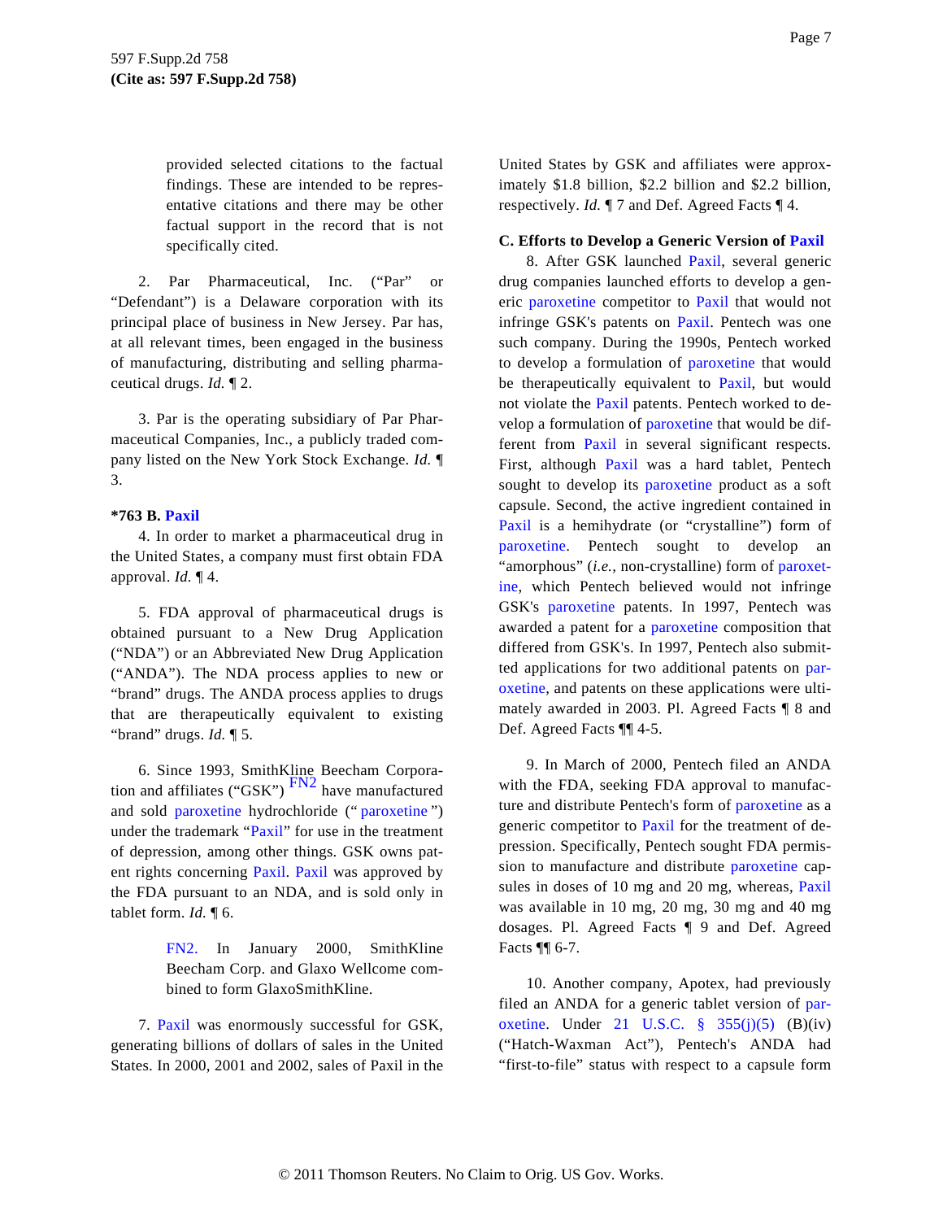provided selected citations to the factual findings. These are intended to be representative citations and there may be other factual support in the record that is not specifically cited.

2. Par Pharmaceutical, Inc. ("Par" or "Defendant") is a Delaware corporation with its principal place of business in New Jersey. Par has, at all relevant times, been engaged in the business of manufacturing, distributing and selling pharmaceutical drugs. *Id.* ¶ 2.

3. Par is the operating subsidiary of Par Pharmaceutical Companies, Inc., a publicly traded company listed on the New York Stock Exchange. *Id.* ¶ 3.

### *763 B. Paxil

4. In order to market a pharmaceutical drug in the United States, a company must first obtain FDA approval. *Id.* ¶ 4.

5. FDA approval of pharmaceutical drugs is obtained pursuant to a New Drug Application ("NDA") or an Abbreviated New Drug Application ("ANDA"). The NDA process applies to new or "brand" drugs. The ANDA process applies to drugs that are therapeutically equivalent to existing "brand" drugs. *Id.* ¶ 5.

6. Since 1993, SmithKline Beecham Corporation and affiliates ("GSK") [FN2] have manufactured and sold paroxetine hydrochloride (" paroxetine ") under the trademark "Paxil" for use in the treatment of depression, among other things. GSK owns patent rights concerning Paxil. Paxil was approved by the FDA pursuant to an NDA, and is sold only in tablet form. *Id.* ¶ 6.

> FN2. In January 2000, SmithKline Beecham Corp. and Glaxo Wellcome combined to form GlaxoSmithKline.

7. Paxil was enormously successful for GSK, generating billions of dollars of sales in the United States. In 2000, 2001 and 2002, sales of Paxil in the United States by GSK and affiliates were approximately $1.8 billion, $2.2 billion and $2.2 billion, respectively. *Id.* ¶ 7 and Def. Agreed Facts ¶ 4.

### C. Efforts to Develop a Generic Version of Paxil

8. After GSK launched Paxil, several generic drug companies launched efforts to develop a generic paroxetine competitor to Paxil that would not infringe GSK's patents on Paxil. Pentech was one such company. During the 1990s, Pentech worked to develop a formulation of paroxetine that would be therapeutically equivalent to Paxil, but would not violate the Paxil patents. Pentech worked to develop a formulation of paroxetine that would be different from Paxil in several significant respects. First, although Paxil was a hard tablet, Pentech sought to develop its paroxetine product as a soft capsule. Second, the active ingredient contained in Paxil is a hemihydrate (or "crystalline") form of paroxetine. Pentech sought to develop an "amorphous" (*i.e.,* non-crystalline) form of paroxetine, which Pentech believed would not infringe GSK's paroxetine patents. In 1997, Pentech was awarded a patent for a paroxetine composition that differed from GSK's. In 1997, Pentech also submitted applications for two additional patents on paroxetine, and patents on these applications were ultimately awarded in 2003. Pl. Agreed Facts ¶ 8 and Def. Agreed Facts ¶¶ 4-5.

9. In March of 2000, Pentech filed an ANDA with the FDA, seeking FDA approval to manufacture and distribute Pentech's form of paroxetine as a generic competitor to Paxil for the treatment of depression. Specifically, Pentech sought FDA permission to manufacture and distribute paroxetine capsules in doses of 10 mg and 20 mg, whereas, Paxil was available in 10 mg, 20 mg, 30 mg and 40 mg dosages. Pl. Agreed Facts ¶ 9 and Def. Agreed Facts ¶¶ 6-7.

10. Another company, Apotex, had previously filed an ANDA for a generic tablet version of paroxetine. Under 21 U.S.C. § 355(j)(5) (B)(iv) ("Hatch-Waxman Act"), Pentech's ANDA had "first-to-file" status with respect to a capsule form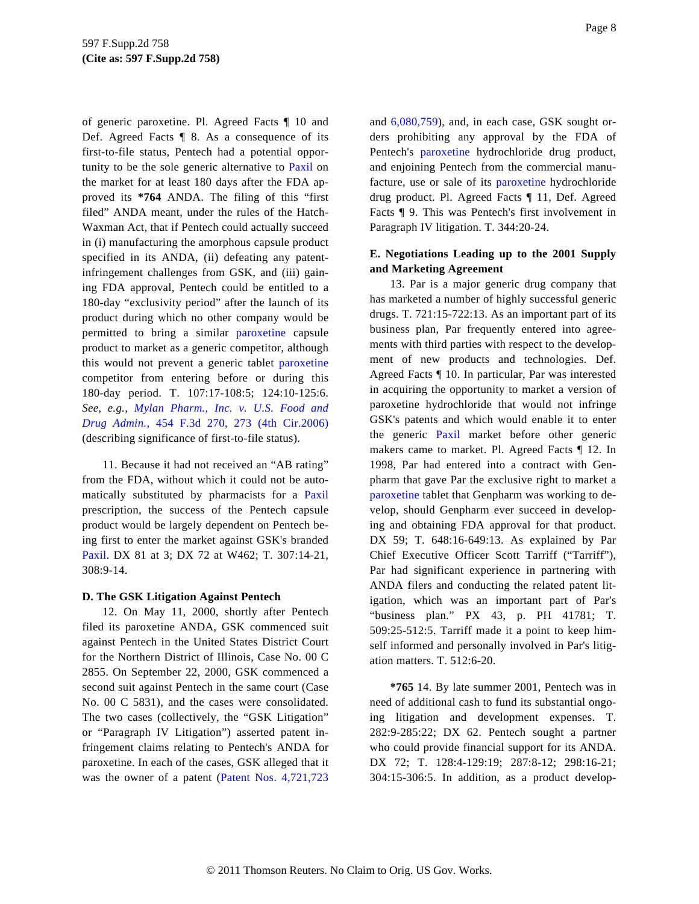of generic paroxetine. Pl. Agreed Facts ¶ 10 and Def. Agreed Facts ¶ 8. As a consequence of its first-to-file status, Pentech had a potential opportunity to be the sole generic alternative to Paxil on the market for at least 180 days after the FDA approved its **\*764** ANDA. The filing of this "first filed" ANDA meant, under the rules of the Hatch-Waxman Act, that if Pentech could actually succeed in (i) manufacturing the amorphous capsule product specified in its ANDA, (ii) defeating any patent-infringement challenges from GSK, and (iii) gaining FDA approval, Pentech could be entitled to a 180-day "exclusivity period" after the launch of its product during which no other company would be permitted to bring a similar paroxetine capsule product to market as a generic competitor, although this would not prevent a generic tablet paroxetine competitor from entering before or during this 180-day period. T. 107:17-108:5; 124:10-125:6. *See, e.g., Mylan Pharm., Inc. v. U.S. Food and Drug Admin.,* 454 F.3d 270, 273 (4th Cir.2006) (describing significance of first-to-file status).

11. Because it had not received an "AB rating" from the FDA, without which it could not be automatically substituted by pharmacists for a Paxil prescription, the success of the Pentech capsule product would be largely dependent on Pentech being first to enter the market against GSK's branded Paxil. DX 81 at 3; DX 72 at W462; T. 307:14-21, 308:9-14.

**D. The GSK Litigation Against Pentech**

12. On May 11, 2000, shortly after Pentech filed its paroxetine ANDA, GSK commenced suit against Pentech in the United States District Court for the Northern District of Illinois, Case No. 00 C 2855. On September 22, 2000, GSK commenced a second suit against Pentech in the same court (Case No. 00 C 5831), and the cases were consolidated. The two cases (collectively, the "GSK Litigation" or "Paragraph IV Litigation") asserted patent infringement claims relating to Pentech's ANDA for paroxetine. In each of the cases, GSK alleged that it was the owner of a patent (Patent Nos. 4,721,723 and 6,080,759), and, in each case, GSK sought orders prohibiting any approval by the FDA of Pentech's paroxetine hydrochloride drug product, and enjoining Pentech from the commercial manufacture, use or sale of its paroxetine hydrochloride drug product. Pl. Agreed Facts ¶ 11, Def. Agreed Facts ¶ 9. This was Pentech's first involvement in Paragraph IV litigation. T. 344:20-24.

**E. Negotiations Leading up to the 2001 Supply and Marketing Agreement**

13. Par is a major generic drug company that has marketed a number of highly successful generic drugs. T. 721:15-722:13. As an important part of its business plan, Par frequently entered into agreements with third parties with respect to the development of new products and technologies. Def. Agreed Facts ¶ 10. In particular, Par was interested in acquiring the opportunity to market a version of paroxetine hydrochloride that would not infringe GSK's patents and which would enable it to enter the generic Paxil market before other generic makers came to market. Pl. Agreed Facts ¶ 12. In 1998, Par had entered into a contract with Genpharm that gave Par the exclusive right to market a paroxetine tablet that Genpharm was working to develop, should Genpharm ever succeed in developing and obtaining FDA approval for that product. DX 59; T. 648:16-649:13. As explained by Par Chief Executive Officer Scott Tarriff ("Tarriff"), Par had significant experience in partnering with ANDA filers and conducting the related patent litigation, which was an important part of Par's "business plan." PX 43, p. PH 41781; T. 509:25-512:5. Tarriff made it a point to keep himself informed and personally involved in Par's litigation matters. T. 512:6-20.

**\*765** 14. By late summer 2001, Pentech was in need of additional cash to fund its substantial ongoing litigation and development expenses. T. 282:9-285:22; DX 62. Pentech sought a partner who could provide financial support for its ANDA. DX 72; T. 128:4-129:19; 287:8-12; 298:16-21; 304:15-306:5. In addition, as a product develop-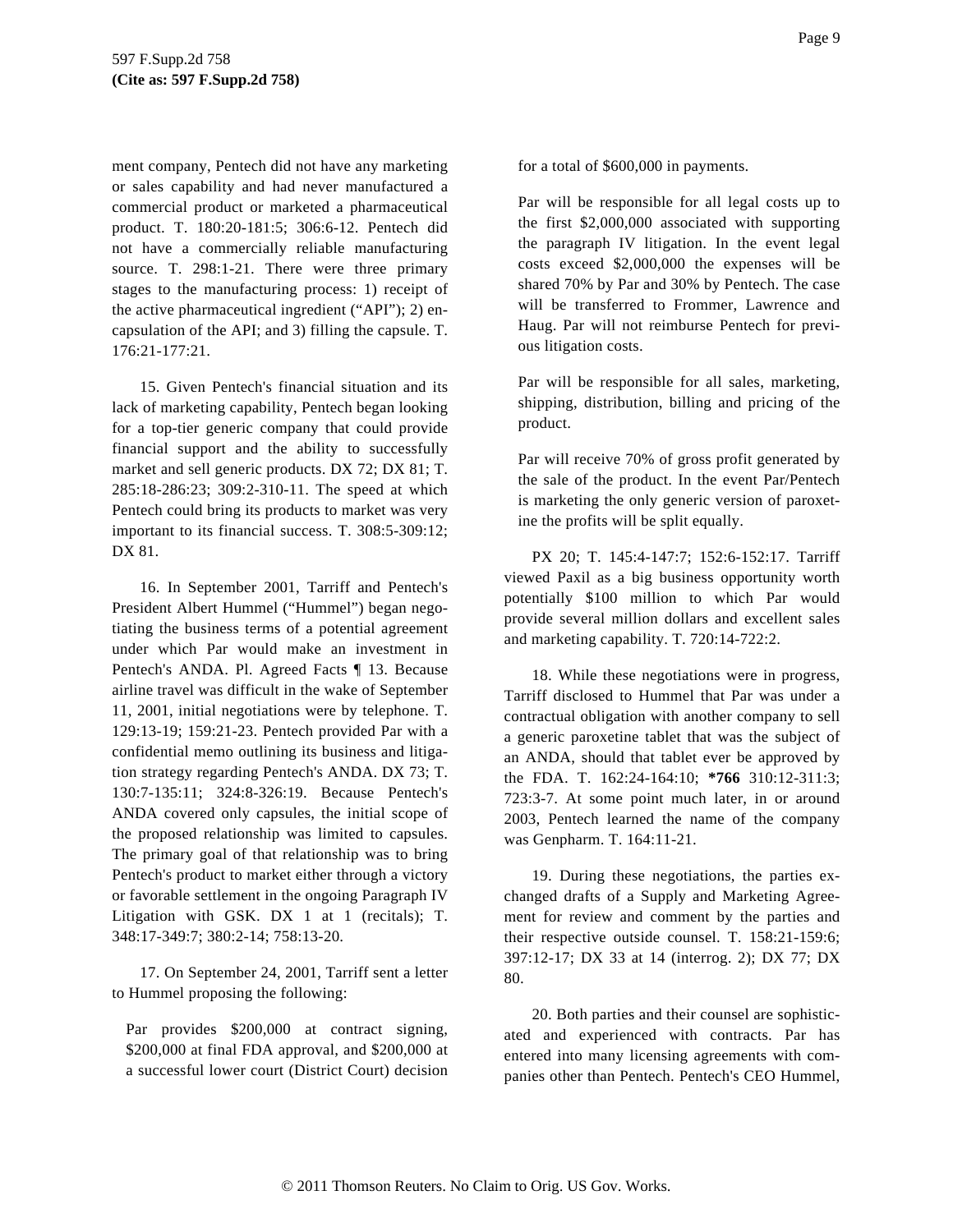ment company, Pentech did not have any marketing or sales capability and had never manufactured a commercial product or marketed a pharmaceutical product. T. 180:20-181:5; 306:6-12. Pentech did not have a commercially reliable manufacturing source. T. 298:1-21. There were three primary stages to the manufacturing process: 1) receipt of the active pharmaceutical ingredient ("API"); 2) encapsulation of the API; and 3) filling the capsule. T. 176:21-177:21.

15. Given Pentech's financial situation and its lack of marketing capability, Pentech began looking for a top-tier generic company that could provide financial support and the ability to successfully market and sell generic products. DX 72; DX 81; T. 285:18-286:23; 309:2-310-11. The speed at which Pentech could bring its products to market was very important to its financial success. T. 308:5-309:12; DX 81.

16. In September 2001, Tarriff and Pentech's President Albert Hummel ("Hummel") began negotiating the business terms of a potential agreement under which Par would make an investment in Pentech's ANDA. Pl. Agreed Facts ¶ 13. Because airline travel was difficult in the wake of September 11, 2001, initial negotiations were by telephone. T. 129:13-19; 159:21-23. Pentech provided Par with a confidential memo outlining its business and litigation strategy regarding Pentech's ANDA. DX 73; T. 130:7-135:11; 324:8-326:19. Because Pentech's ANDA covered only capsules, the initial scope of the proposed relationship was limited to capsules. The primary goal of that relationship was to bring Pentech's product to market either through a victory or favorable settlement in the ongoing Paragraph IV Litigation with GSK. DX 1 at 1 (recitals); T. 348:17-349:7; 380:2-14; 758:13-20.

17. On September 24, 2001, Tarriff sent a letter to Hummel proposing the following:

> Par provides $200,000 at contract signing, $200,000 at final FDA approval, and $200,000 at a successful lower court (District Court) decision for a total of $600,000 in payments.
>
> Par will be responsible for all legal costs up to the first $2,000,000 associated with supporting the paragraph IV litigation. In the event legal costs exceed $2,000,000 the expenses will be shared 70% by Par and 30% by Pentech. The case will be transferred to Frommer, Lawrence and Haug. Par will not reimburse Pentech for previous litigation costs.
>
> Par will be responsible for all sales, marketing, shipping, distribution, billing and pricing of the product.
>
> Par will receive 70% of gross profit generated by the sale of the product. In the event Par/Pentech is marketing the only generic version of paroxetine the profits will be split equally.

PX 20; T. 145:4-147:7; 152:6-152:17. Tarriff viewed Paxil as a big business opportunity worth potentially $100 million to which Par would provide several million dollars and excellent sales and marketing capability. T. 720:14-722:2.

18. While these negotiations were in progress, Tarriff disclosed to Hummel that Par was under a contractual obligation with another company to sell a generic paroxetine tablet that was the subject of an ANDA, should that tablet ever be approved by the FDA. T. 162:24-164:10; **\*766** 310:12-311:3; 723:3-7. At some point much later, in or around 2003, Pentech learned the name of the company was Genpharm. T. 164:11-21.

19. During these negotiations, the parties exchanged drafts of a Supply and Marketing Agreement for review and comment by the parties and their respective outside counsel. T. 158:21-159:6; 397:12-17; DX 33 at 14 (interrog. 2); DX 77; DX 80.

20. Both parties and their counsel are sophisticated and experienced with contracts. Par has entered into many licensing agreements with companies other than Pentech. Pentech's CEO Hummel,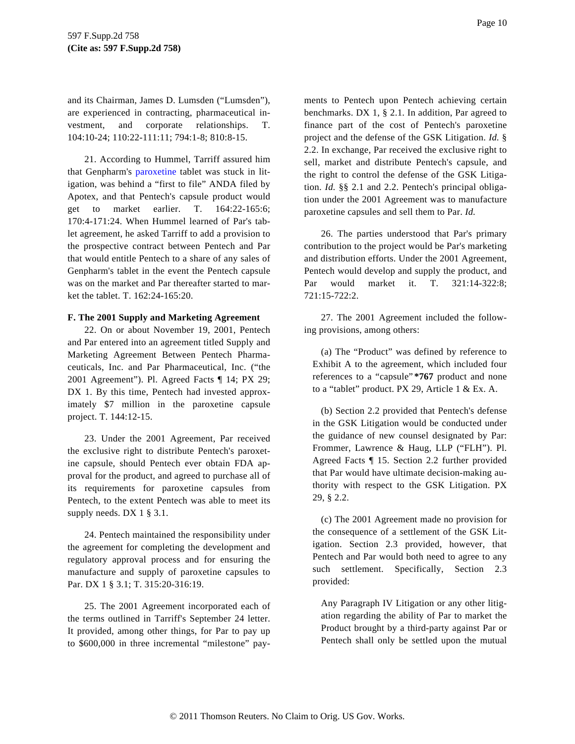and its Chairman, James D. Lumsden ("Lumsden"), are experienced in contracting, pharmaceutical investment, and corporate relationships. T. 104:10-24; 110:22-111:11; 794:1-8; 810:8-15.

21. According to Hummel, Tarriff assured him that Genpharm's paroxetine tablet was stuck in litigation, was behind a "first to file" ANDA filed by Apotex, and that Pentech's capsule product would get to market earlier. T. 164:22-165:6; 170:4-171:24. When Hummel learned of Par's tablet agreement, he asked Tarriff to add a provision to the prospective contract between Pentech and Par that would entitle Pentech to a share of any sales of Genpharm's tablet in the event the Pentech capsule was on the market and Par thereafter started to market the tablet. T. 162:24-165:20.

**F. The 2001 Supply and Marketing Agreement**

22. On or about November 19, 2001, Pentech and Par entered into an agreement titled Supply and Marketing Agreement Between Pentech Pharmaceuticals, Inc. and Par Pharmaceutical, Inc. ("the 2001 Agreement"). Pl. Agreed Facts ¶ 14; PX 29; DX 1. By this time, Pentech had invested approximately $7 million in the paroxetine capsule project. T. 144:12-15.

23. Under the 2001 Agreement, Par received the exclusive right to distribute Pentech's paroxetine capsule, should Pentech ever obtain FDA approval for the product, and agreed to purchase all of its requirements for paroxetine capsules from Pentech, to the extent Pentech was able to meet its supply needs. DX 1 § 3.1.

24. Pentech maintained the responsibility under the agreement for completing the development and regulatory approval process and for ensuring the manufacture and supply of paroxetine capsules to Par. DX 1 § 3.1; T. 315:20-316:19.

25. The 2001 Agreement incorporated each of the terms outlined in Tarriff's September 24 letter. It provided, among other things, for Par to pay up to $600,000 in three incremental "milestone" payments to Pentech upon Pentech achieving certain benchmarks. DX 1, § 2.1. In addition, Par agreed to finance part of the cost of Pentech's paroxetine project and the defense of the GSK Litigation. *Id.* § 2.2. In exchange, Par received the exclusive right to sell, market and distribute Pentech's capsule, and the right to control the defense of the GSK Litigation. *Id.* §§ 2.1 and 2.2. Pentech's principal obligation under the 2001 Agreement was to manufacture paroxetine capsules and sell them to Par. *Id.*

26. The parties understood that Par's primary contribution to the project would be Par's marketing and distribution efforts. Under the 2001 Agreement, Pentech would develop and supply the product, and Par would market it. T. 321:14-322:8; 721:15-722:2.

27. The 2001 Agreement included the following provisions, among others:

(a) The "Product" was defined by reference to Exhibit A to the agreement, which included four references to a "capsule" **\*767** product and none to a "tablet" product. PX 29, Article 1 & Ex. A.

(b) Section 2.2 provided that Pentech's defense in the GSK Litigation would be conducted under the guidance of new counsel designated by Par: Frommer, Lawrence & Haug, LLP ("FLH"). Pl. Agreed Facts ¶ 15. Section 2.2 further provided that Par would have ultimate decision-making authority with respect to the GSK Litigation. PX 29, § 2.2.

(c) The 2001 Agreement made no provision for the consequence of a settlement of the GSK Litigation. Section 2.3 provided, however, that Pentech and Par would both need to agree to any such settlement. Specifically, Section 2.3 provided:

> Any Paragraph IV Litigation or any other litigation regarding the ability of Par to market the Product brought by a third-party against Par or Pentech shall only be settled upon the mutual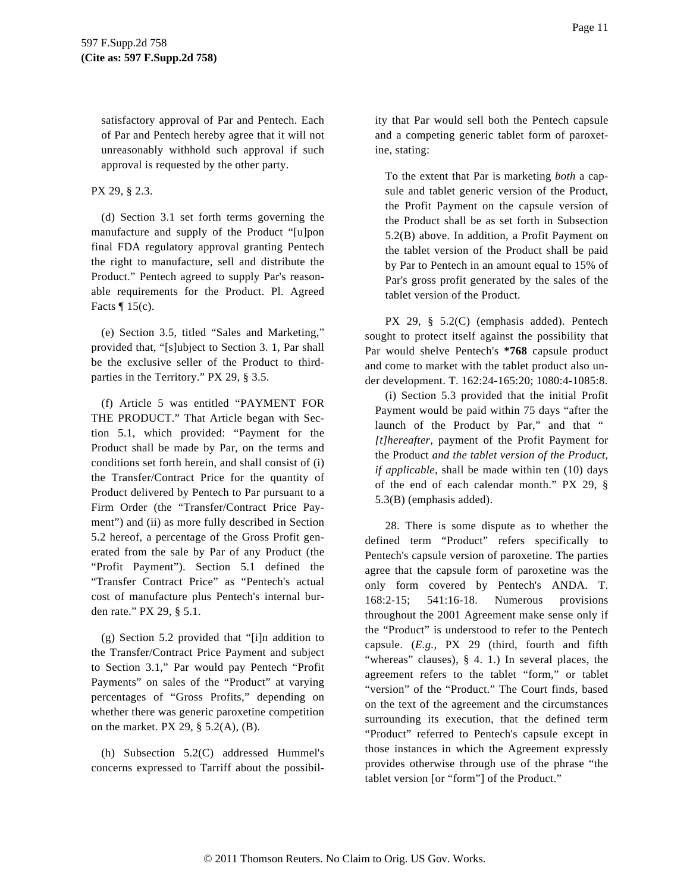satisfactory approval of Par and Pentech. Each of Par and Pentech hereby agree that it will not unreasonably withhold such approval if such approval is requested by the other party.

PX 29, § 2.3.

(d) Section 3.1 set forth terms governing the manufacture and supply of the Product "[u]pon final FDA regulatory approval granting Pentech the right to manufacture, sell and distribute the Product." Pentech agreed to supply Par's reasonable requirements for the Product. Pl. Agreed Facts ¶ 15(c).

(e) Section 3.5, titled "Sales and Marketing," provided that, "[s]ubject to Section 3. 1, Par shall be the exclusive seller of the Product to third-parties in the Territory." PX 29, § 3.5.

(f) Article 5 was entitled "PAYMENT FOR THE PRODUCT." That Article began with Section 5.1, which provided: "Payment for the Product shall be made by Par, on the terms and conditions set forth herein, and shall consist of (i) the Transfer/Contract Price for the quantity of Product delivered by Pentech to Par pursuant to a Firm Order (the "Transfer/Contract Price Payment") and (ii) as more fully described in Section 5.2 hereof, a percentage of the Gross Profit generated from the sale by Par of any Product (the "Profit Payment"). Section 5.1 defined the "Transfer Contract Price" as "Pentech's actual cost of manufacture plus Pentech's internal burden rate." PX 29, § 5.1.

(g) Section 5.2 provided that "[i]n addition to the Transfer/Contract Price Payment and subject to Section 3.1," Par would pay Pentech "Profit Payments" on sales of the "Product" at varying percentages of "Gross Profits," depending on whether there was generic paroxetine competition on the market. PX 29, § 5.2(A), (B).

(h) Subsection 5.2(C) addressed Hummel's concerns expressed to Tarriff about the possibility that Par would sell both the Pentech capsule and a competing generic tablet form of paroxetine, stating:

> To the extent that Par is marketing *both* a capsule and tablet generic version of the Product, the Profit Payment on the capsule version of the Product shall be as set forth in Subsection 5.2(B) above. In addition, a Profit Payment on the tablet version of the Product shall be paid by Par to Pentech in an amount equal to 15% of Par's gross profit generated by the sales of the tablet version of the Product.

PX 29, § 5.2(C) (emphasis added). Pentech sought to protect itself against the possibility that Par would shelve Pentech's **\*768** capsule product and come to market with the tablet product also under development. T. 162:24-165:20; 1080:4-1085:8.

(i) Section 5.3 provided that the initial Profit Payment would be paid within 75 days "after the launch of the Product by Par," and that "*[t]hereafter,* payment of the Profit Payment for the Product *and the tablet version of the Product, if applicable,* shall be made within ten (10) days of the end of each calendar month." PX 29, § 5.3(B) (emphasis added).

28. There is some dispute as to whether the defined term "Product" refers specifically to Pentech's capsule version of paroxetine. The parties agree that the capsule form of paroxetine was the only form covered by Pentech's ANDA. T. 168:2-15; 541:16-18. Numerous provisions throughout the 2001 Agreement make sense only if the "Product" is understood to refer to the Pentech capsule. (*E.g.,* PX 29 (third, fourth and fifth "whereas" clauses), § 4. 1.) In several places, the agreement refers to the tablet "form," or tablet "version" of the "Product." The Court finds, based on the text of the agreement and the circumstances surrounding its execution, that the defined term "Product" referred to Pentech's capsule except in those instances in which the Agreement expressly provides otherwise through use of the phrase "the tablet version [or "form"] of the Product."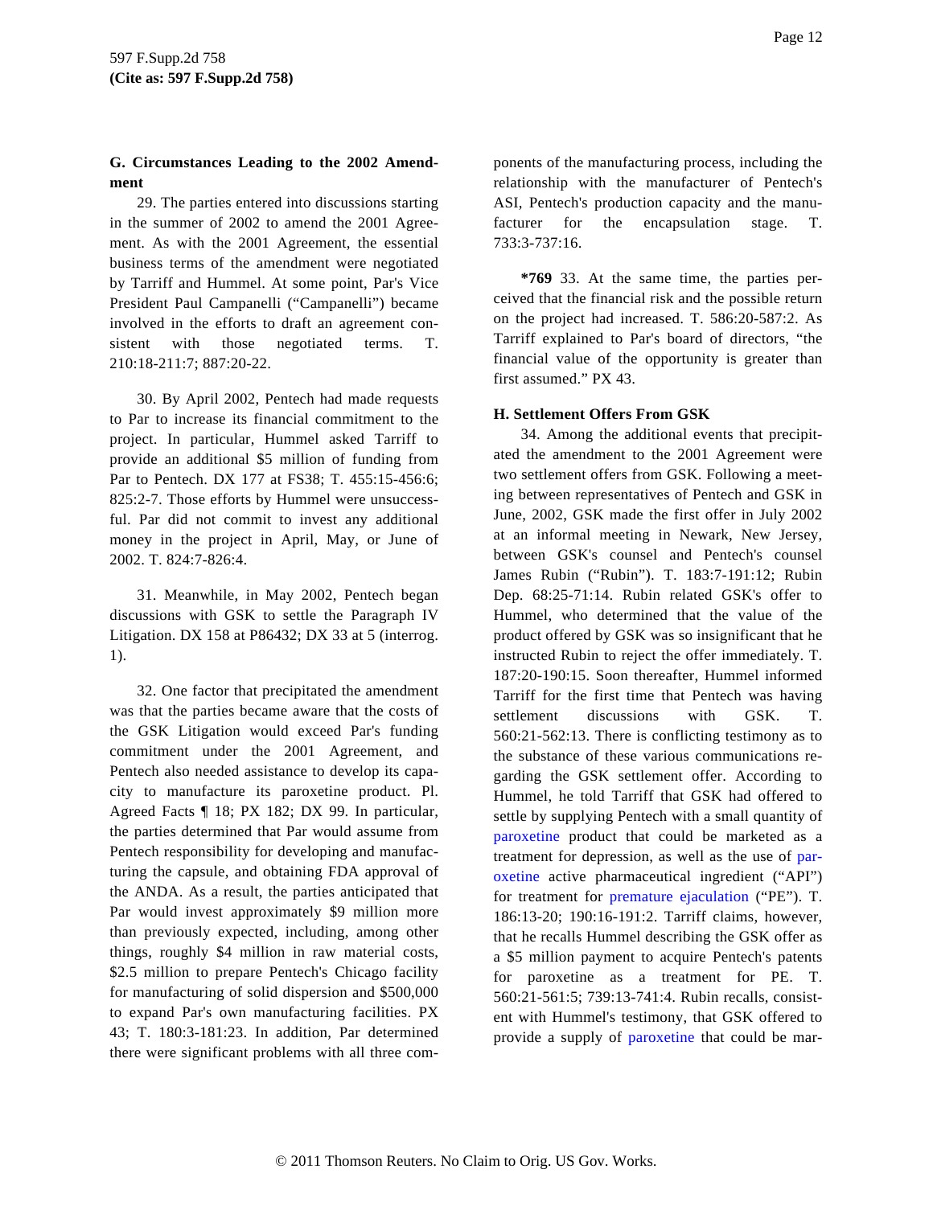### G. Circumstances Leading to the 2002 Amendment

29. The parties entered into discussions starting in the summer of 2002 to amend the 2001 Agreement. As with the 2001 Agreement, the essential business terms of the amendment were negotiated by Tarriff and Hummel. At some point, Par's Vice President Paul Campanelli ("Campanelli") became involved in the efforts to draft an agreement consistent with those negotiated terms. T. 210:18-211:7; 887:20-22.

30. By April 2002, Pentech had made requests to Par to increase its financial commitment to the project. In particular, Hummel asked Tarriff to provide an additional $5 million of funding from Par to Pentech. DX 177 at FS38; T. 455:15-456:6; 825:2-7. Those efforts by Hummel were unsuccessful. Par did not commit to invest any additional money in the project in April, May, or June of 2002. T. 824:7-826:4.

31. Meanwhile, in May 2002, Pentech began discussions with GSK to settle the Paragraph IV Litigation. DX 158 at P86432; DX 33 at 5 (interrog. 1).

32. One factor that precipitated the amendment was that the parties became aware that the costs of the GSK Litigation would exceed Par's funding commitment under the 2001 Agreement, and Pentech also needed assistance to develop its capacity to manufacture its paroxetine product. Pl. Agreed Facts ¶ 18; PX 182; DX 99. In particular, the parties determined that Par would assume from Pentech responsibility for developing and manufacturing the capsule, and obtaining FDA approval of the ANDA. As a result, the parties anticipated that Par would invest approximately $9 million more than previously expected, including, among other things, roughly $4 million in raw material costs, $2.5 million to prepare Pentech's Chicago facility for manufacturing of solid dispersion and $500,000 to expand Par's own manufacturing facilities. PX 43; T. 180:3-181:23. In addition, Par determined there were significant problems with all three components of the manufacturing process, including the relationship with the manufacturer of Pentech's ASI, Pentech's production capacity and the manufacturer for the encapsulation stage. T. 733:3-737:16.

**\*769** 33. At the same time, the parties perceived that the financial risk and the possible return on the project had increased. T. 586:20-587:2. As Tarriff explained to Par's board of directors, "the financial value of the opportunity is greater than first assumed." PX 43.

### H. Settlement Offers From GSK

34. Among the additional events that precipitated the amendment to the 2001 Agreement were two settlement offers from GSK. Following a meeting between representatives of Pentech and GSK in June, 2002, GSK made the first offer in July 2002 at an informal meeting in Newark, New Jersey, between GSK's counsel and Pentech's counsel James Rubin ("Rubin"). T. 183:7-191:12; Rubin Dep. 68:25-71:14. Rubin related GSK's offer to Hummel, who determined that the value of the product offered by GSK was so insignificant that he instructed Rubin to reject the offer immediately. T. 187:20-190:15. Soon thereafter, Hummel informed Tarriff for the first time that Pentech was having settlement discussions with GSK. T. 560:21-562:13. There is conflicting testimony as to the substance of these various communications regarding the GSK settlement offer. According to Hummel, he told Tarriff that GSK had offered to settle by supplying Pentech with a small quantity of paroxetine product that could be marketed as a treatment for depression, as well as the use of paroxetine active pharmaceutical ingredient ("API") for treatment for premature ejaculation ("PE"). T. 186:13-20; 190:16-191:2. Tarriff claims, however, that he recalls Hummel describing the GSK offer as a $5 million payment to acquire Pentech's patents for paroxetine as a treatment for PE. T. 560:21-561:5; 739:13-741:4. Rubin recalls, consistent with Hummel's testimony, that GSK offered to provide a supply of paroxetine that could be mar-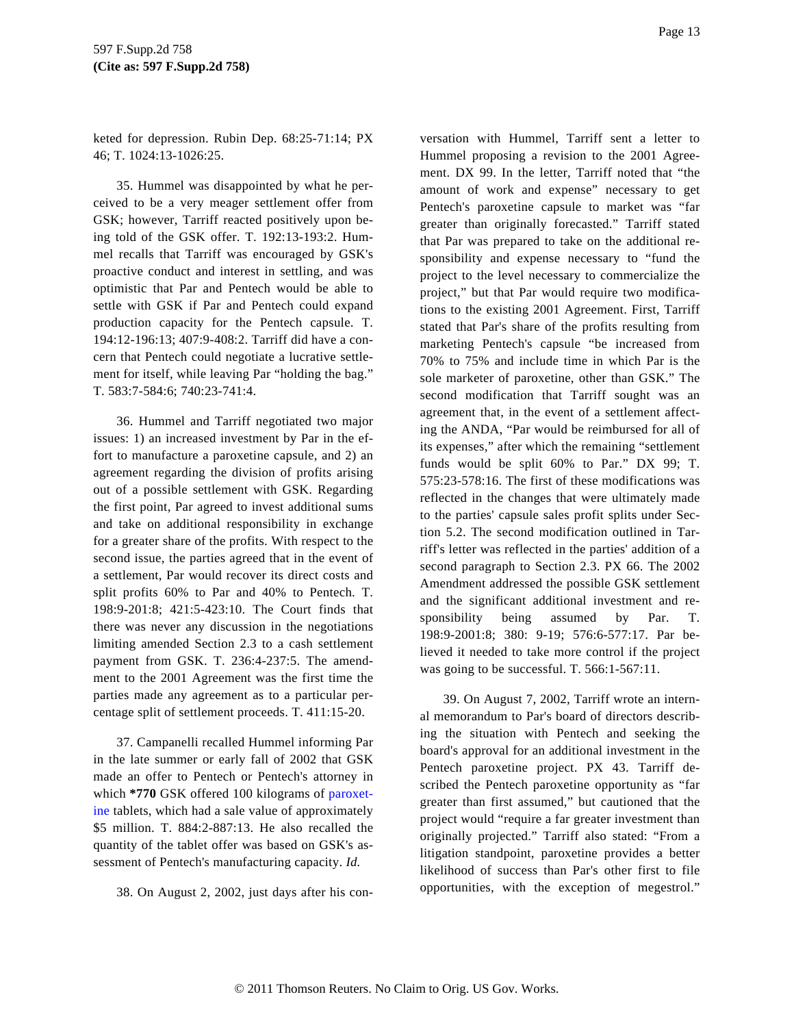keted for depression. Rubin Dep. 68:25-71:14; PX 46; T. 1024:13-1026:25.

35. Hummel was disappointed by what he perceived to be a very meager settlement offer from GSK; however, Tarriff reacted positively upon being told of the GSK offer. T. 192:13-193:2. Hummel recalls that Tarriff was encouraged by GSK's proactive conduct and interest in settling, and was optimistic that Par and Pentech would be able to settle with GSK if Par and Pentech could expand production capacity for the Pentech capsule. T. 194:12-196:13; 407:9-408:2. Tarriff did have a concern that Pentech could negotiate a lucrative settlement for itself, while leaving Par "holding the bag." T. 583:7-584:6; 740:23-741:4.

36. Hummel and Tarriff negotiated two major issues: 1) an increased investment by Par in the effort to manufacture a paroxetine capsule, and 2) an agreement regarding the division of profits arising out of a possible settlement with GSK. Regarding the first point, Par agreed to invest additional sums and take on additional responsibility in exchange for a greater share of the profits. With respect to the second issue, the parties agreed that in the event of a settlement, Par would recover its direct costs and split profits 60% to Par and 40% to Pentech. T. 198:9-201:8; 421:5-423:10. The Court finds that there was never any discussion in the negotiations limiting amended Section 2.3 to a cash settlement payment from GSK. T. 236:4-237:5. The amendment to the 2001 Agreement was the first time the parties made any agreement as to a particular percentage split of settlement proceeds. T. 411:15-20.

37. Campanelli recalled Hummel informing Par in the late summer or early fall of 2002 that GSK made an offer to Pentech or Pentech's attorney in which **\*770** GSK offered 100 kilograms of paroxetine tablets, which had a sale value of approximately $5 million. T. 884:2-887:13. He also recalled the quantity of the tablet offer was based on GSK's assessment of Pentech's manufacturing capacity. *Id.*

38. On August 2, 2002, just days after his conversation with Hummel, Tarriff sent a letter to Hummel proposing a revision to the 2001 Agreement. DX 99. In the letter, Tarriff noted that "the amount of work and expense" necessary to get Pentech's paroxetine capsule to market was "far greater than originally forecasted." Tarriff stated that Par was prepared to take on the additional responsibility and expense necessary to "fund the project to the level necessary to commercialize the project," but that Par would require two modifications to the existing 2001 Agreement. First, Tarriff stated that Par's share of the profits resulting from marketing Pentech's capsule "be increased from 70% to 75% and include time in which Par is the sole marketer of paroxetine, other than GSK." The second modification that Tarriff sought was an agreement that, in the event of a settlement affecting the ANDA, "Par would be reimbursed for all of its expenses," after which the remaining "settlement funds would be split 60% to Par." DX 99; T. 575:23-578:16. The first of these modifications was reflected in the changes that were ultimately made to the parties' capsule sales profit splits under Section 5.2. The second modification outlined in Tarriff's letter was reflected in the parties' addition of a second paragraph to Section 2.3. PX 66. The 2002 Amendment addressed the possible GSK settlement and the significant additional investment and responsibility being assumed by Par. T. 198:9-2001:8; 380: 9-19; 576:6-577:17. Par believed it needed to take more control if the project was going to be successful. T. 566:1-567:11.

39. On August 7, 2002, Tarriff wrote an internal memorandum to Par's board of directors describing the situation with Pentech and seeking the board's approval for an additional investment in the Pentech paroxetine project. PX 43. Tarriff described the Pentech paroxetine opportunity as "far greater than first assumed," but cautioned that the project would "require a far greater investment than originally projected." Tarriff also stated: "From a litigation standpoint, paroxetine provides a better likelihood of success than Par's other first to file opportunities, with the exception of megestrol."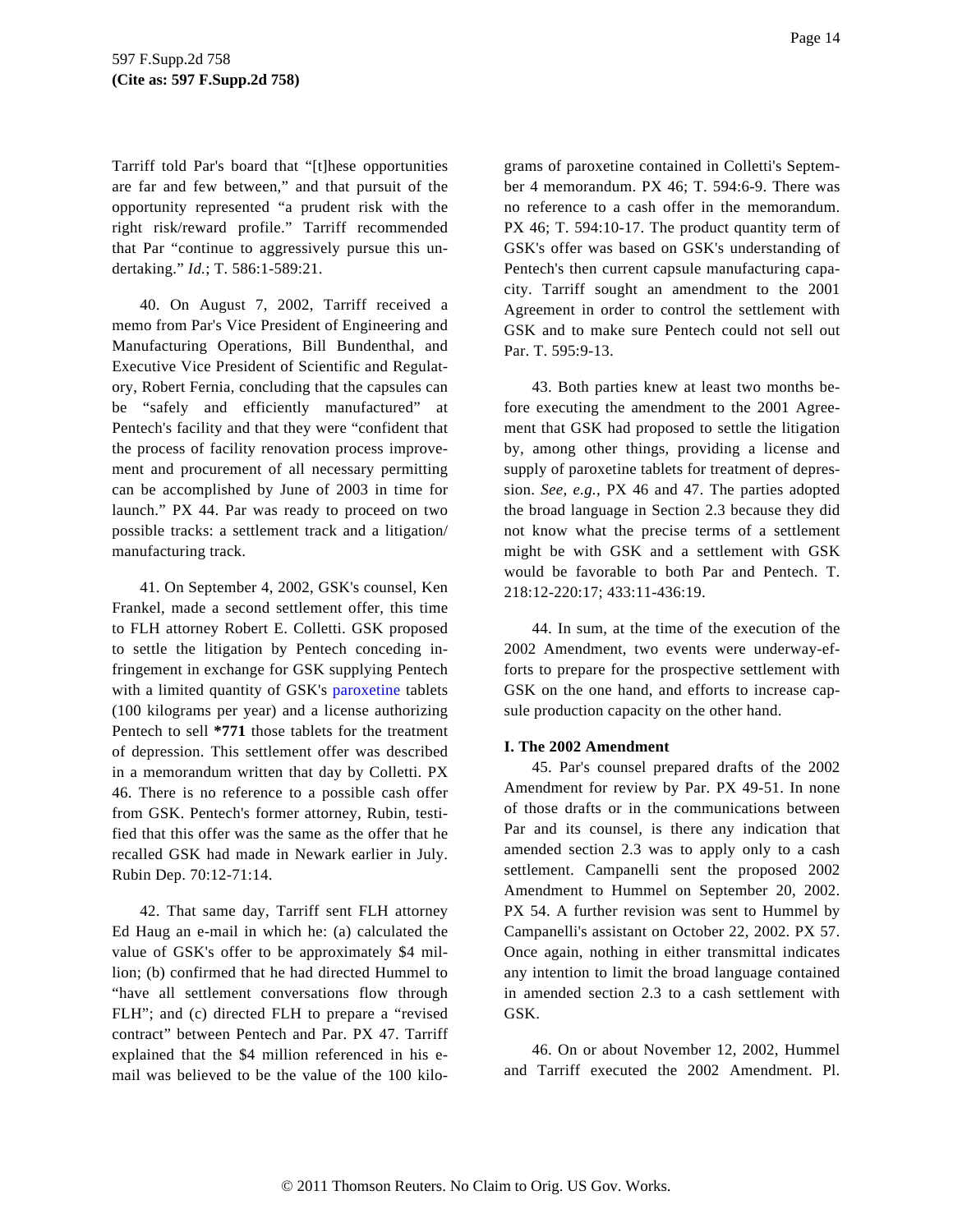Tarriff told Par's board that "[t]hese opportunities are far and few between," and that pursuit of the opportunity represented "a prudent risk with the right risk/reward profile." Tarriff recommended that Par "continue to aggressively pursue this undertaking." *Id.*; T. 586:1-589:21.

40. On August 7, 2002, Tarriff received a memo from Par's Vice President of Engineering and Manufacturing Operations, Bill Bundenthal, and Executive Vice President of Scientific and Regulatory, Robert Fernia, concluding that the capsules can be "safely and efficiently manufactured" at Pentech's facility and that they were "confident that the process of facility renovation process improvement and procurement of all necessary permitting can be accomplished by June of 2003 in time for launch." PX 44. Par was ready to proceed on two possible tracks: a settlement track and a litigation/manufacturing track.

41. On September 4, 2002, GSK's counsel, Ken Frankel, made a second settlement offer, this time to FLH attorney Robert E. Colletti. GSK proposed to settle the litigation by Pentech conceding infringement in exchange for GSK supplying Pentech with a limited quantity of GSK's paroxetine tablets (100 kilograms per year) and a license authorizing Pentech to sell **\*771** those tablets for the treatment of depression. This settlement offer was described in a memorandum written that day by Colletti. PX 46. There is no reference to a possible cash offer from GSK. Pentech's former attorney, Rubin, testified that this offer was the same as the offer that he recalled GSK had made in Newark earlier in July. Rubin Dep. 70:12-71:14.

42. That same day, Tarriff sent FLH attorney Ed Haug an e-mail in which he: (a) calculated the value of GSK's offer to be approximately $4 million; (b) confirmed that he had directed Hummel to "have all settlement conversations flow through FLH"; and (c) directed FLH to prepare a "revised contract" between Pentech and Par. PX 47. Tarriff explained that the $4 million referenced in his e-mail was believed to be the value of the 100 kilograms of paroxetine contained in Colletti's September 4 memorandum. PX 46; T. 594:6-9. There was no reference to a cash offer in the memorandum. PX 46; T. 594:10-17. The product quantity term of GSK's offer was based on GSK's understanding of Pentech's then current capsule manufacturing capacity. Tarriff sought an amendment to the 2001 Agreement in order to control the settlement with GSK and to make sure Pentech could not sell out Par. T. 595:9-13.

43. Both parties knew at least two months before executing the amendment to the 2001 Agreement that GSK had proposed to settle the litigation by, among other things, providing a license and supply of paroxetine tablets for treatment of depression. *See, e.g.,* PX 46 and 47. The parties adopted the broad language in Section 2.3 because they did not know what the precise terms of a settlement might be with GSK and a settlement with GSK would be favorable to both Par and Pentech. T. 218:12-220:17; 433:11-436:19.

44. In sum, at the time of the execution of the 2002 Amendment, two events were underway-efforts to prepare for the prospective settlement with GSK on the one hand, and efforts to increase capsule production capacity on the other hand.

**I. The 2002 Amendment**

45. Par's counsel prepared drafts of the 2002 Amendment for review by Par. PX 49-51. In none of those drafts or in the communications between Par and its counsel, is there any indication that amended section 2.3 was to apply only to a cash settlement. Campanelli sent the proposed 2002 Amendment to Hummel on September 20, 2002. PX 54. A further revision was sent to Hummel by Campanelli's assistant on October 22, 2002. PX 57. Once again, nothing in either transmittal indicates any intention to limit the broad language contained in amended section 2.3 to a cash settlement with GSK.

46. On or about November 12, 2002, Hummel and Tarriff executed the 2002 Amendment. Pl.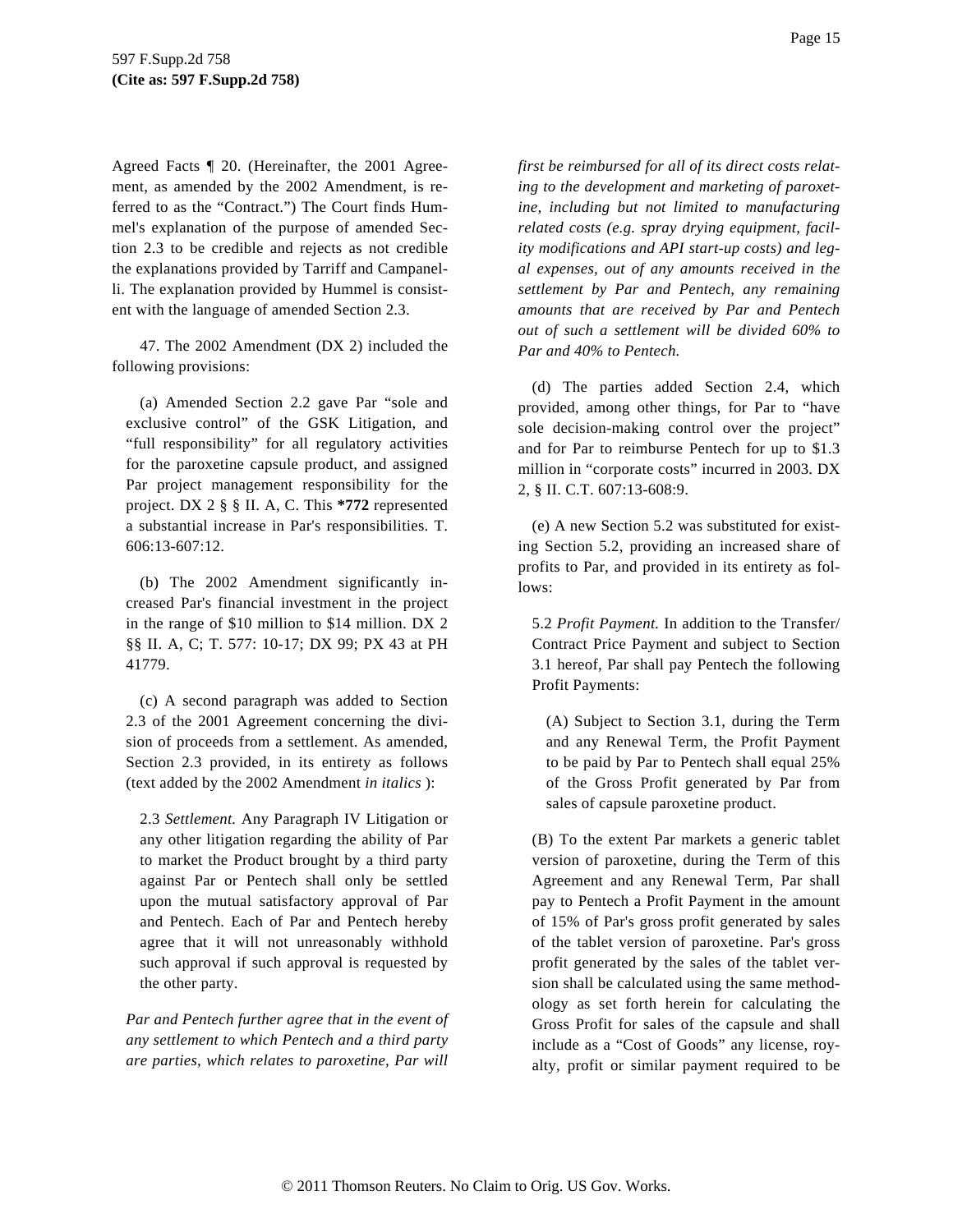Agreed Facts ¶ 20. (Hereinafter, the 2001 Agreement, as amended by the 2002 Amendment, is referred to as the "Contract.") The Court finds Hummel's explanation of the purpose of amended Section 2.3 to be credible and rejects as not credible the explanations provided by Tarriff and Campanelli. The explanation provided by Hummel is consistent with the language of amended Section 2.3.

47. The 2002 Amendment (DX 2) included the following provisions:

(a) Amended Section 2.2 gave Par "sole and exclusive control" of the GSK Litigation, and "full responsibility" for all regulatory activities for the paroxetine capsule product, and assigned Par project management responsibility for the project. DX 2 § § II. A, C. This **\*772** represented a substantial increase in Par's responsibilities. T. 606:13-607:12.

(b) The 2002 Amendment significantly increased Par's financial investment in the project in the range of $10 million to $14 million. DX 2 §§ II. A, C; T. 577: 10-17; DX 99; PX 43 at PH 41779.

(c) A second paragraph was added to Section 2.3 of the 2001 Agreement concerning the division of proceeds from a settlement. As amended, Section 2.3 provided, in its entirety as follows (text added by the 2002 Amendment *in italics* ):

> 2.3 *Settlement.* Any Paragraph IV Litigation or any other litigation regarding the ability of Par to market the Product brought by a third party against Par or Pentech shall only be settled upon the mutual satisfactory approval of Par and Pentech. Each of Par and Pentech hereby agree that it will not unreasonably withhold such approval if such approval is requested by the other party.
>
> *Par and Pentech further agree that in the event of any settlement to which Pentech and a third party are parties, which relates to paroxetine, Par will first be reimbursed for all of its direct costs relating to the development and marketing of paroxetine, including but not limited to manufacturing related costs (e.g. spray drying equipment, facility modifications and API start-up costs) and legal expenses, out of any amounts received in the settlement by Par and Pentech, any remaining amounts that are received by Par and Pentech out of such a settlement will be divided 60% to Par and 40% to Pentech.*

(d) The parties added Section 2.4, which provided, among other things, for Par to "have sole decision-making control over the project" and for Par to reimburse Pentech for up to $1.3 million in "corporate costs" incurred in 2003. DX 2, § II. C.T. 607:13-608:9.

(e) A new Section 5.2 was substituted for existing Section 5.2, providing an increased share of profits to Par, and provided in its entirety as follows:

> 5.2 *Profit Payment.* In addition to the Transfer/Contract Price Payment and subject to Section 3.1 hereof, Par shall pay Pentech the following Profit Payments:
>
> > (A) Subject to Section 3.1, during the Term and any Renewal Term, the Profit Payment to be paid by Par to Pentech shall equal 25% of the Gross Profit generated by Par from sales of capsule paroxetine product.
>
> (B) To the extent Par markets a generic tablet version of paroxetine, during the Term of this Agreement and any Renewal Term, Par shall pay to Pentech a Profit Payment in the amount of 15% of Par's gross profit generated by sales of the tablet version of paroxetine. Par's gross profit generated by the sales of the tablet version shall be calculated using the same methodology as set forth herein for calculating the Gross Profit for sales of the capsule and shall include as a "Cost of Goods" any license, royalty, profit or similar payment required to be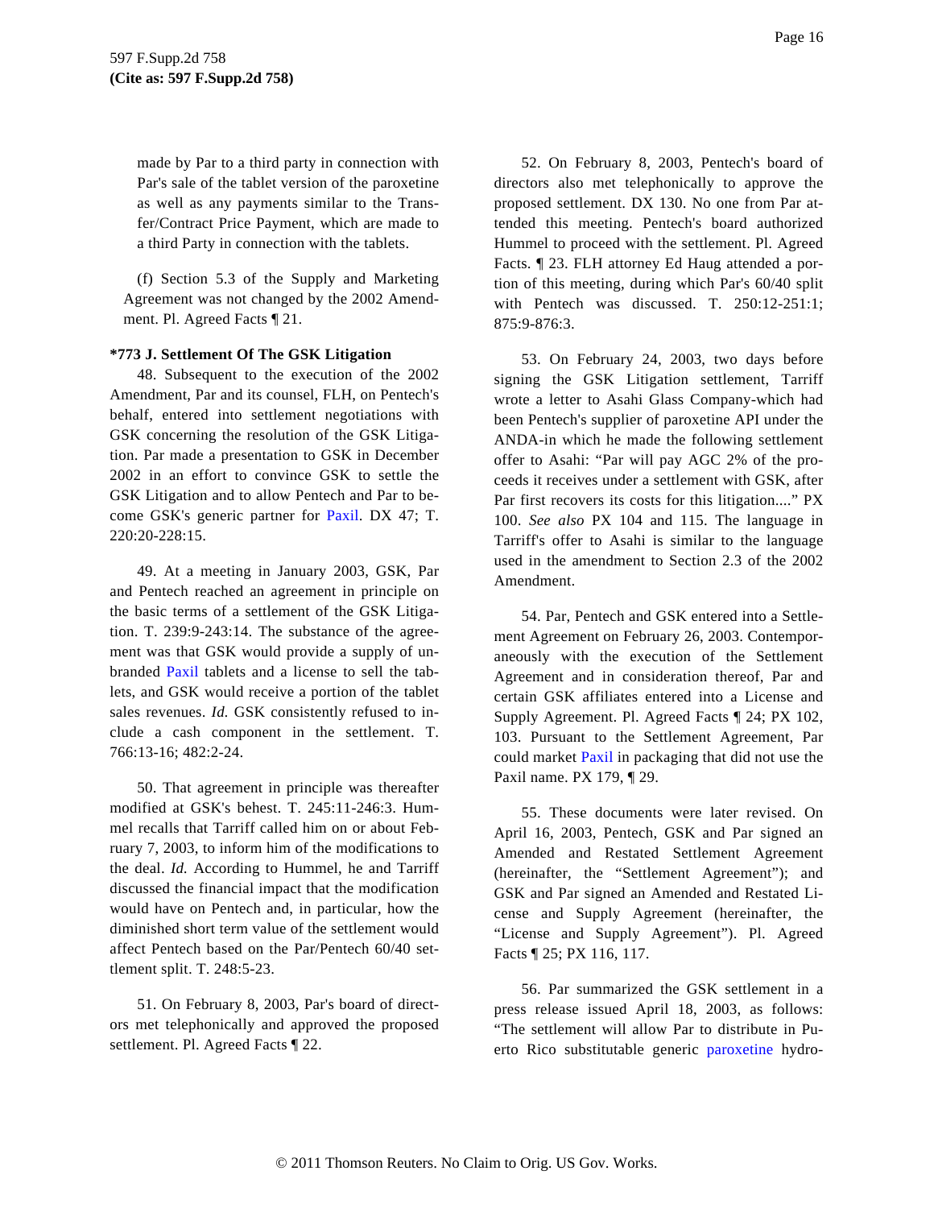made by Par to a third party in connection with Par's sale of the tablet version of the paroxetine as well as any payments similar to the Transfer/Contract Price Payment, which are made to a third Party in connection with the tablets.

(f) Section 5.3 of the Supply and Marketing Agreement was not changed by the 2002 Amendment. Pl. Agreed Facts ¶ 21.

**\*773 J. Settlement Of The GSK Litigation**

48. Subsequent to the execution of the 2002 Amendment, Par and its counsel, FLH, on Pentech's behalf, entered into settlement negotiations with GSK concerning the resolution of the GSK Litigation. Par made a presentation to GSK in December 2002 in an effort to convince GSK to settle the GSK Litigation and to allow Pentech and Par to become GSK's generic partner for Paxil. DX 47; T. 220:20-228:15.

49. At a meeting in January 2003, GSK, Par and Pentech reached an agreement in principle on the basic terms of a settlement of the GSK Litigation. T. 239:9-243:14. The substance of the agreement was that GSK would provide a supply of unbranded Paxil tablets and a license to sell the tablets, and GSK would receive a portion of the tablet sales revenues. *Id.* GSK consistently refused to include a cash component in the settlement. T. 766:13-16; 482:2-24.

50. That agreement in principle was thereafter modified at GSK's behest. T. 245:11-246:3. Hummel recalls that Tarriff called him on or about February 7, 2003, to inform him of the modifications to the deal. *Id.* According to Hummel, he and Tarriff discussed the financial impact that the modification would have on Pentech and, in particular, how the diminished short term value of the settlement would affect Pentech based on the Par/Pentech 60/40 settlement split. T. 248:5-23.

51. On February 8, 2003, Par's board of directors met telephonically and approved the proposed settlement. Pl. Agreed Facts ¶ 22.

52. On February 8, 2003, Pentech's board of directors also met telephonically to approve the proposed settlement. DX 130. No one from Par attended this meeting. Pentech's board authorized Hummel to proceed with the settlement. Pl. Agreed Facts. ¶ 23. FLH attorney Ed Haug attended a portion of this meeting, during which Par's 60/40 split with Pentech was discussed. T. 250:12-251:1; 875:9-876:3.

53. On February 24, 2003, two days before signing the GSK Litigation settlement, Tarriff wrote a letter to Asahi Glass Company-which had been Pentech's supplier of paroxetine API under the ANDA-in which he made the following settlement offer to Asahi: "Par will pay AGC 2% of the proceeds it receives under a settlement with GSK, after Par first recovers its costs for this litigation...." PX 100. *See also* PX 104 and 115. The language in Tarriff's offer to Asahi is similar to the language used in the amendment to Section 2.3 of the 2002 Amendment.

54. Par, Pentech and GSK entered into a Settlement Agreement on February 26, 2003. Contemporaneously with the execution of the Settlement Agreement and in consideration thereof, Par and certain GSK affiliates entered into a License and Supply Agreement. Pl. Agreed Facts ¶ 24; PX 102, 103. Pursuant to the Settlement Agreement, Par could market Paxil in packaging that did not use the Paxil name. PX 179, ¶ 29.

55. These documents were later revised. On April 16, 2003, Pentech, GSK and Par signed an Amended and Restated Settlement Agreement (hereinafter, the "Settlement Agreement"); and GSK and Par signed an Amended and Restated License and Supply Agreement (hereinafter, the "License and Supply Agreement"). Pl. Agreed Facts ¶ 25; PX 116, 117.

56. Par summarized the GSK settlement in a press release issued April 18, 2003, as follows: "The settlement will allow Par to distribute in Puerto Rico substitutable generic paroxetine hydro-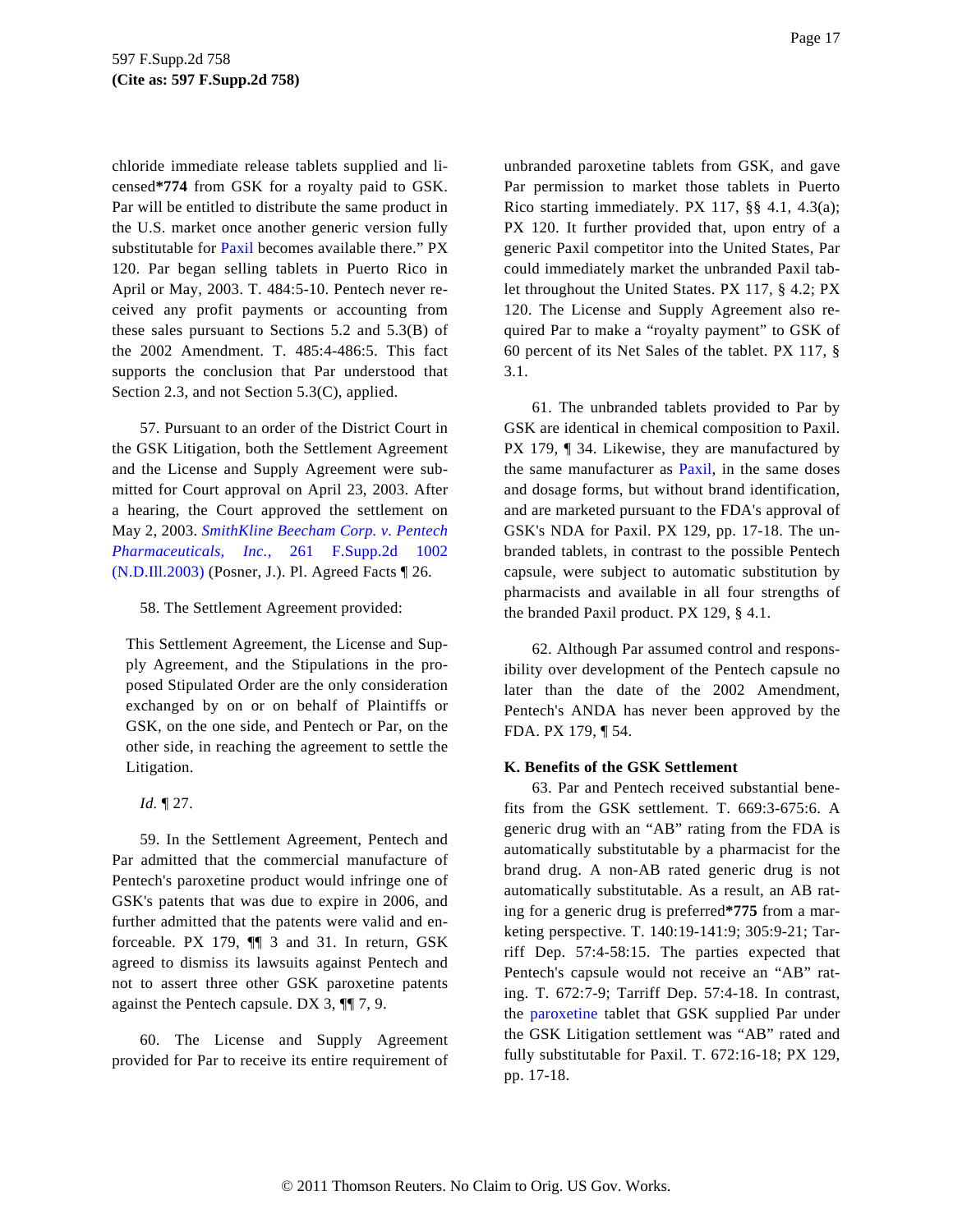chloride immediate release tablets supplied and licensed**\*774** from GSK for a royalty paid to GSK. Par will be entitled to distribute the same product in the U.S. market once another generic version fully substitutable for Paxil becomes available there." PX 120. Par began selling tablets in Puerto Rico in April or May, 2003. T. 484:5-10. Pentech never received any profit payments or accounting from these sales pursuant to Sections 5.2 and 5.3(B) of the 2002 Amendment. T. 485:4-486:5. This fact supports the conclusion that Par understood that Section 2.3, and not Section 5.3(C), applied.

57. Pursuant to an order of the District Court in the GSK Litigation, both the Settlement Agreement and the License and Supply Agreement were submitted for Court approval on April 23, 2003. After a hearing, the Court approved the settlement on May 2, 2003. *SmithKline Beecham Corp. v. Pentech Pharmaceuticals, Inc.,* 261 F.Supp.2d 1002 (N.D.Ill.2003) (Posner, J.). Pl. Agreed Facts ¶ 26.

58. The Settlement Agreement provided:

> This Settlement Agreement, the License and Supply Agreement, and the Stipulations in the proposed Stipulated Order are the only consideration exchanged by on or on behalf of Plaintiffs or GSK, on the one side, and Pentech or Par, on the other side, in reaching the agreement to settle the Litigation.

*Id.* ¶ 27.

59. In the Settlement Agreement, Pentech and Par admitted that the commercial manufacture of Pentech's paroxetine product would infringe one of GSK's patents that was due to expire in 2006, and further admitted that the patents were valid and enforceable. PX 179, ¶¶ 3 and 31. In return, GSK agreed to dismiss its lawsuits against Pentech and not to assert three other GSK paroxetine patents against the Pentech capsule. DX 3, ¶¶ 7, 9.

60. The License and Supply Agreement provided for Par to receive its entire requirement of unbranded paroxetine tablets from GSK, and gave Par permission to market those tablets in Puerto Rico starting immediately. PX 117, §§ 4.1, 4.3(a); PX 120. It further provided that, upon entry of a generic Paxil competitor into the United States, Par could immediately market the unbranded Paxil tablet throughout the United States. PX 117, § 4.2; PX 120. The License and Supply Agreement also required Par to make a "royalty payment" to GSK of 60 percent of its Net Sales of the tablet. PX 117, § 3.1.

61. The unbranded tablets provided to Par by GSK are identical in chemical composition to Paxil. PX 179, ¶ 34. Likewise, they are manufactured by the same manufacturer as Paxil, in the same doses and dosage forms, but without brand identification, and are marketed pursuant to the FDA's approval of GSK's NDA for Paxil. PX 129, pp. 17-18. The unbranded tablets, in contrast to the possible Pentech capsule, were subject to automatic substitution by pharmacists and available in all four strengths of the branded Paxil product. PX 129, § 4.1.

62. Although Par assumed control and responsibility over development of the Pentech capsule no later than the date of the 2002 Amendment, Pentech's ANDA has never been approved by the FDA. PX 179, ¶ 54.

**K. Benefits of the GSK Settlement**

63. Par and Pentech received substantial benefits from the GSK settlement. T. 669:3-675:6. A generic drug with an "AB" rating from the FDA is automatically substitutable by a pharmacist for the brand drug. A non-AB rated generic drug is not automatically substitutable. As a result, an AB rating for a generic drug is preferred**\*775** from a marketing perspective. T. 140:19-141:9; 305:9-21; Tarriff Dep. 57:4-58:15. The parties expected that Pentech's capsule would not receive an "AB" rating. T. 672:7-9; Tarriff Dep. 57:4-18. In contrast, the paroxetine tablet that GSK supplied Par under the GSK Litigation settlement was "AB" rated and fully substitutable for Paxil. T. 672:16-18; PX 129, pp. 17-18.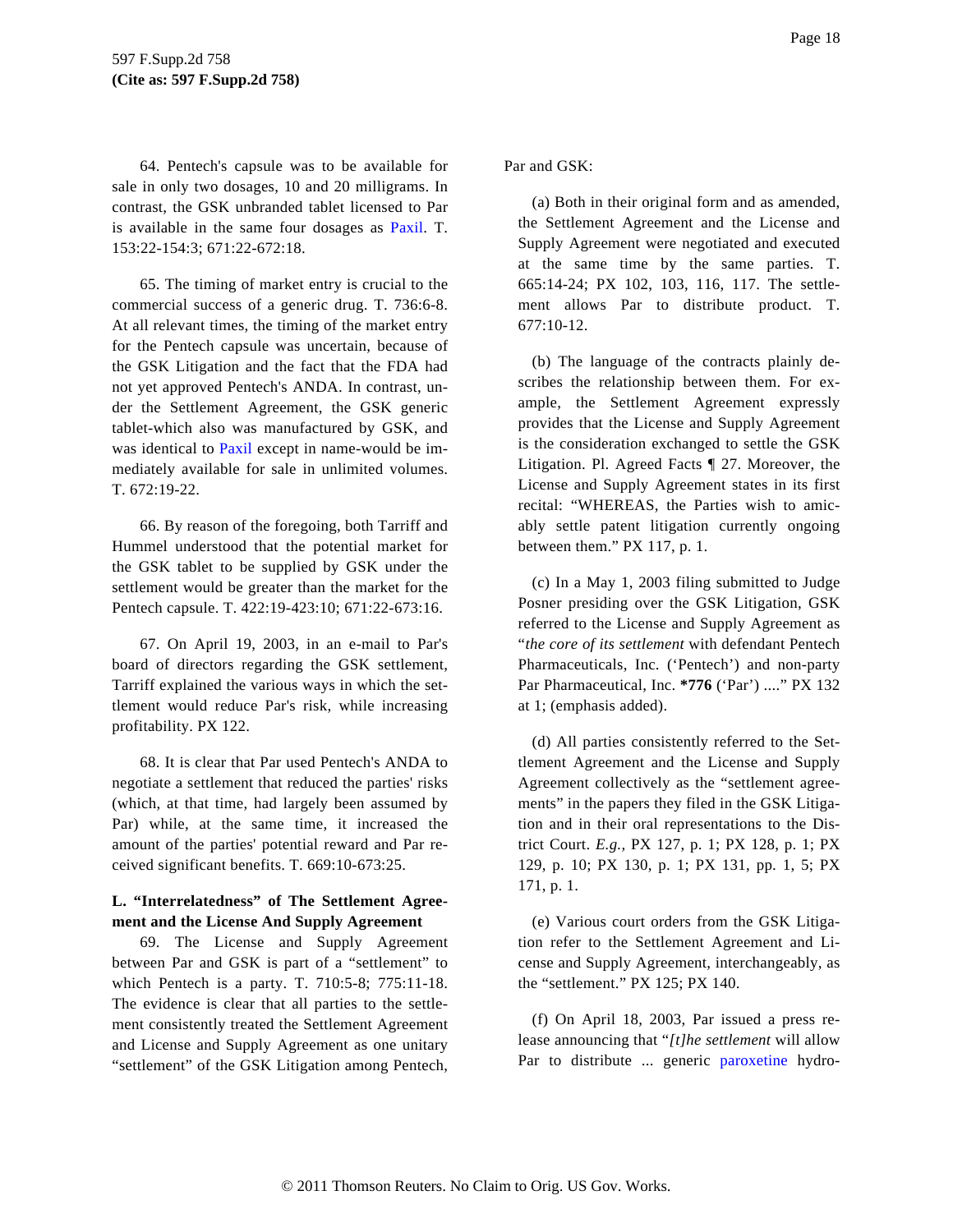64. Pentech's capsule was to be available for sale in only two dosages, 10 and 20 milligrams. In contrast, the GSK unbranded tablet licensed to Par is available in the same four dosages as Paxil. T. 153:22-154:3; 671:22-672:18.

65. The timing of market entry is crucial to the commercial success of a generic drug. T. 736:6-8. At all relevant times, the timing of the market entry for the Pentech capsule was uncertain, because of the GSK Litigation and the fact that the FDA had not yet approved Pentech's ANDA. In contrast, under the Settlement Agreement, the GSK generic tablet-which also was manufactured by GSK, and was identical to Paxil except in name-would be immediately available for sale in unlimited volumes. T. 672:19-22.

66. By reason of the foregoing, both Tarriff and Hummel understood that the potential market for the GSK tablet to be supplied by GSK under the settlement would be greater than the market for the Pentech capsule. T. 422:19-423:10; 671:22-673:16.

67. On April 19, 2003, in an e-mail to Par's board of directors regarding the GSK settlement, Tarriff explained the various ways in which the settlement would reduce Par's risk, while increasing profitability. PX 122.

68. It is clear that Par used Pentech's ANDA to negotiate a settlement that reduced the parties' risks (which, at that time, had largely been assumed by Par) while, at the same time, it increased the amount of the parties' potential reward and Par received significant benefits. T. 669:10-673:25.

**L. "Interrelatedness" of The Settlement Agreement and the License And Supply Agreement**

69. The License and Supply Agreement between Par and GSK is part of a "settlement" to which Pentech is a party. T. 710:5-8; 775:11-18. The evidence is clear that all parties to the settlement consistently treated the Settlement Agreement and License and Supply Agreement as one unitary "settlement" of the GSK Litigation among Pentech, Par and GSK:

(a) Both in their original form and as amended, the Settlement Agreement and the License and Supply Agreement were negotiated and executed at the same time by the same parties. T. 665:14-24; PX 102, 103, 116, 117. The settlement allows Par to distribute product. T. 677:10-12.

(b) The language of the contracts plainly describes the relationship between them. For example, the Settlement Agreement expressly provides that the License and Supply Agreement is the consideration exchanged to settle the GSK Litigation. Pl. Agreed Facts ¶ 27. Moreover, the License and Supply Agreement states in its first recital: "WHEREAS, the Parties wish to amicably settle patent litigation currently ongoing between them." PX 117, p. 1.

(c) In a May 1, 2003 filing submitted to Judge Posner presiding over the GSK Litigation, GSK referred to the License and Supply Agreement as "*the core of its settlement* with defendant Pentech Pharmaceuticals, Inc. ('Pentech') and non-party Par Pharmaceutical, Inc. **\*776** ('Par') ...." PX 132 at 1; (emphasis added).

(d) All parties consistently referred to the Settlement Agreement and the License and Supply Agreement collectively as the "settlement agreements" in the papers they filed in the GSK Litigation and in their oral representations to the District Court. *E.g.,* PX 127, p. 1; PX 128, p. 1; PX 129, p. 10; PX 130, p. 1; PX 131, pp. 1, 5; PX 171, p. 1.

(e) Various court orders from the GSK Litigation refer to the Settlement Agreement and License and Supply Agreement, interchangeably, as the "settlement." PX 125; PX 140.

(f) On April 18, 2003, Par issued a press release announcing that "*[t]he settlement* will allow Par to distribute ... generic paroxetine hydro-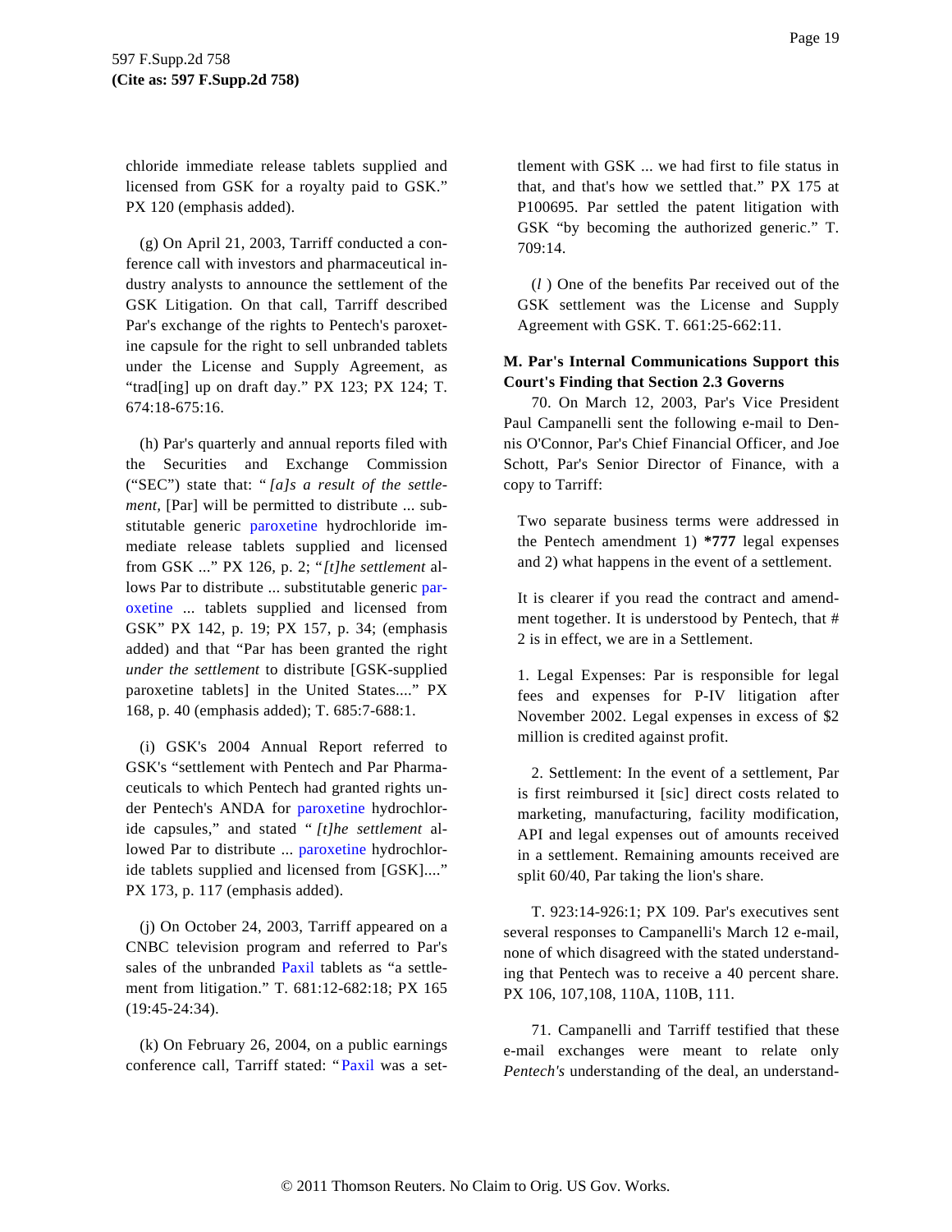chloride immediate release tablets supplied and licensed from GSK for a royalty paid to GSK." PX 120 (emphasis added).

(g) On April 21, 2003, Tarriff conducted a conference call with investors and pharmaceutical industry analysts to announce the settlement of the GSK Litigation. On that call, Tarriff described Par's exchange of the rights to Pentech's paroxetine capsule for the right to sell unbranded tablets under the License and Supply Agreement, as "trad[ing] up on draft day." PX 123; PX 124; T. 674:18-675:16.

(h) Par's quarterly and annual reports filed with the Securities and Exchange Commission ("SEC") state that: "*[a]s a result of the settlement,* [Par] will be permitted to distribute ... substitutable generic paroxetine hydrochloride immediate release tablets supplied and licensed from GSK ..." PX 126, p. 2; "*[t]he settlement* allows Par to distribute ... substitutable generic paroxetine ... tablets supplied and licensed from GSK" PX 142, p. 19; PX 157, p. 34; (emphasis added) and that "Par has been granted the right *under the settlement* to distribute [GSK-supplied paroxetine tablets] in the United States...." PX 168, p. 40 (emphasis added); T. 685:7-688:1.

(i) GSK's 2004 Annual Report referred to GSK's "settlement with Pentech and Par Pharmaceuticals to which Pentech had granted rights under Pentech's ANDA for paroxetine hydrochloride capsules," and stated "*[t]he settlement* allowed Par to distribute ... paroxetine hydrochloride tablets supplied and licensed from [GSK]...." PX 173, p. 117 (emphasis added).

(j) On October 24, 2003, Tarriff appeared on a CNBC television program and referred to Par's sales of the unbranded Paxil tablets as "a settlement from litigation." T. 681:12-682:18; PX 165 (19:45-24:34).

(k) On February 26, 2004, on a public earnings conference call, Tarriff stated: "Paxil was a settlement with GSK ... we had first to file status in that, and that's how we settled that." PX 175 at P100695. Par settled the patent litigation with GSK "by becoming the authorized generic." T. 709:14.

(*l*) One of the benefits Par received out of the GSK settlement was the License and Supply Agreement with GSK. T. 661:25-662:11.

**M. Par's Internal Communications Support this Court's Finding that Section 2.3 Governs**

70. On March 12, 2003, Par's Vice President Paul Campanelli sent the following e-mail to Dennis O'Connor, Par's Chief Financial Officer, and Joe Schott, Par's Senior Director of Finance, with a copy to Tarriff:

> Two separate business terms were addressed in the Pentech amendment 1) **\*777** legal expenses and 2) what happens in the event of a settlement.
>
> It is clearer if you read the contract and amendment together. It is understood by Pentech, that # 2 is in effect, we are in a Settlement.
>
> 1. Legal Expenses: Par is responsible for legal fees and expenses for P-IV litigation after November 2002. Legal expenses in excess of $2 million is credited against profit.
>
> 2. Settlement: In the event of a settlement, Par is first reimbursed it [sic] direct costs related to marketing, manufacturing, facility modification, API and legal expenses out of amounts received in a settlement. Remaining amounts received are split 60/40, Par taking the lion's share.

T. 923:14-926:1; PX 109. Par's executives sent several responses to Campanelli's March 12 e-mail, none of which disagreed with the stated understanding that Pentech was to receive a 40 percent share. PX 106, 107,108, 110A, 110B, 111.

71. Campanelli and Tarriff testified that these e-mail exchanges were meant to relate only *Pentech's* understanding of the deal, an understand-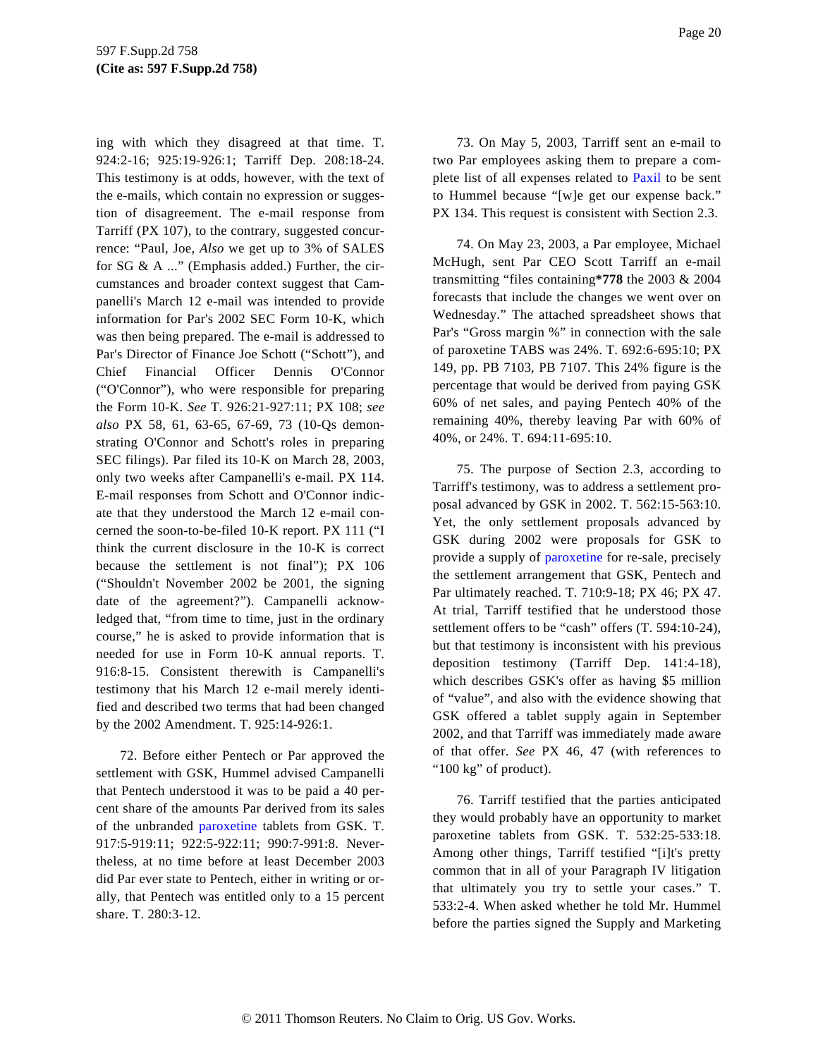ing with which they disagreed at that time. T. 924:2-16; 925:19-926:1; Tarriff Dep. 208:18-24. This testimony is at odds, however, with the text of the e-mails, which contain no expression or suggestion of disagreement. The e-mail response from Tarriff (PX 107), to the contrary, suggested concurrence: "Paul, Joe, *Also* we get up to 3% of SALES for SG & A ..." (Emphasis added.) Further, the circumstances and broader context suggest that Campanelli's March 12 e-mail was intended to provide information for Par's 2002 SEC Form 10-K, which was then being prepared. The e-mail is addressed to Par's Director of Finance Joe Schott ("Schott"), and Chief Financial Officer Dennis O'Connor ("O'Connor"), who were responsible for preparing the Form 10-K. *See* T. 926:21-927:11; PX 108; *see also* PX 58, 61, 63-65, 67-69, 73 (10-Qs demonstrating O'Connor and Schott's roles in preparing SEC filings). Par filed its 10-K on March 28, 2003, only two weeks after Campanelli's e-mail. PX 114. E-mail responses from Schott and O'Connor indicate that they understood the March 12 e-mail concerned the soon-to-be-filed 10-K report. PX 111 ("I think the current disclosure in the 10-K is correct because the settlement is not final"); PX 106 ("Shouldn't November 2002 be 2001, the signing date of the agreement?"). Campanelli acknowledged that, "from time to time, just in the ordinary course," he is asked to provide information that is needed for use in Form 10-K annual reports. T. 916:8-15. Consistent therewith is Campanelli's testimony that his March 12 e-mail merely identified and described two terms that had been changed by the 2002 Amendment. T. 925:14-926:1.

72. Before either Pentech or Par approved the settlement with GSK, Hummel advised Campanelli that Pentech understood it was to be paid a 40 percent share of the amounts Par derived from its sales of the unbranded paroxetine tablets from GSK. T. 917:5-919:11; 922:5-922:11; 990:7-991:8. Nevertheless, at no time before at least December 2003 did Par ever state to Pentech, either in writing or orally, that Pentech was entitled only to a 15 percent share. T. 280:3-12.

73. On May 5, 2003, Tarriff sent an e-mail to two Par employees asking them to prepare a complete list of all expenses related to Paxil to be sent to Hummel because "[w]e get our expense back." PX 134. This request is consistent with Section 2.3.

74. On May 23, 2003, a Par employee, Michael McHugh, sent Par CEO Scott Tarriff an e-mail transmitting "files containing**\*778** the 2003 & 2004 forecasts that include the changes we went over on Wednesday." The attached spreadsheet shows that Par's "Gross margin %" in connection with the sale of paroxetine TABS was 24%. T. 692:6-695:10; PX 149, pp. PB 7103, PB 7107. This 24% figure is the percentage that would be derived from paying GSK 60% of net sales, and paying Pentech 40% of the remaining 40%, thereby leaving Par with 60% of 40%, or 24%. T. 694:11-695:10.

75. The purpose of Section 2.3, according to Tarriff's testimony, was to address a settlement proposal advanced by GSK in 2002. T. 562:15-563:10. Yet, the only settlement proposals advanced by GSK during 2002 were proposals for GSK to provide a supply of paroxetine for re-sale, precisely the settlement arrangement that GSK, Pentech and Par ultimately reached. T. 710:9-18; PX 46; PX 47. At trial, Tarriff testified that he understood those settlement offers to be "cash" offers (T. 594:10-24), but that testimony is inconsistent with his previous deposition testimony (Tarriff Dep. 141:4-18), which describes GSK's offer as having $5 million of "value", and also with the evidence showing that GSK offered a tablet supply again in September 2002, and that Tarriff was immediately made aware of that offer. *See* PX 46, 47 (with references to "100 kg" of product).

76. Tarriff testified that the parties anticipated they would probably have an opportunity to market paroxetine tablets from GSK. T. 532:25-533:18. Among other things, Tarriff testified "[i]t's pretty common that in all of your Paragraph IV litigation that ultimately you try to settle your cases." T. 533:2-4. When asked whether he told Mr. Hummel before the parties signed the Supply and Marketing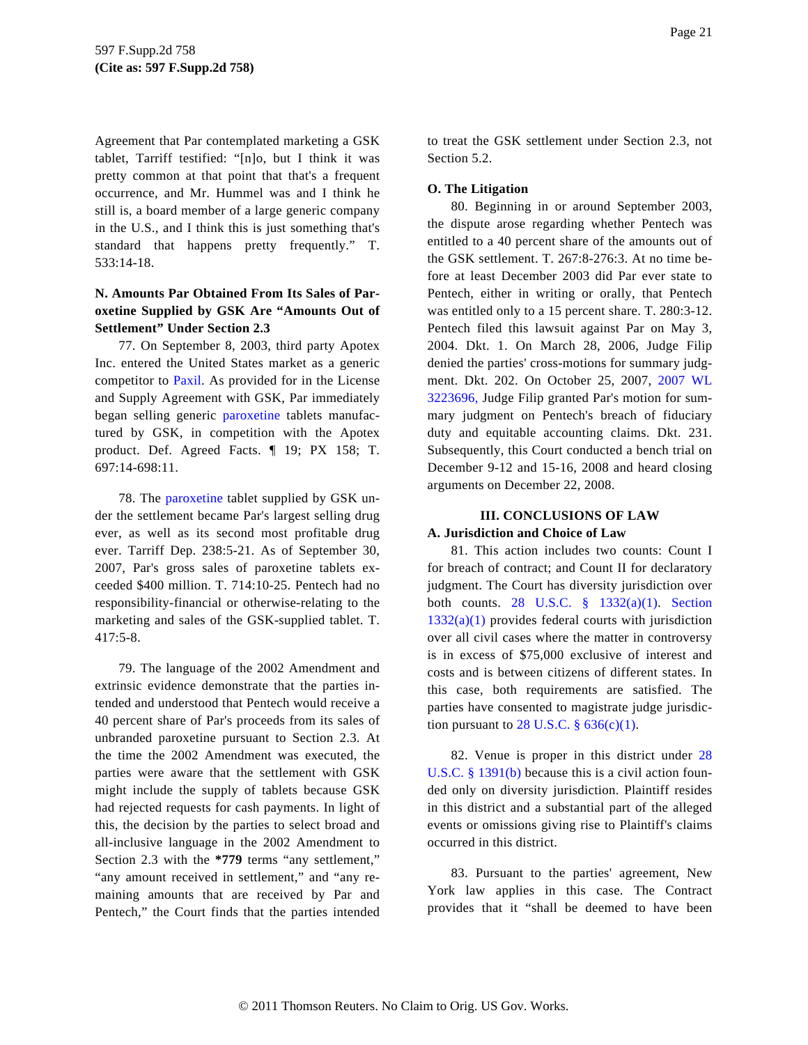Agreement that Par contemplated marketing a GSK tablet, Tarriff testified: "[n]o, but I think it was pretty common at that point that that's a frequent occurrence, and Mr. Hummel was and I think he still is, a board member of a large generic company in the U.S., and I think this is just something that's standard that happens pretty frequently." T. 533:14-18.

### N. Amounts Par Obtained From Its Sales of Paroxetine Supplied by GSK Are "Amounts Out of Settlement" Under Section 2.3

77. On September 8, 2003, third party Apotex Inc. entered the United States market as a generic competitor to Paxil. As provided for in the License and Supply Agreement with GSK, Par immediately began selling generic paroxetine tablets manufactured by GSK, in competition with the Apotex product. Def. Agreed Facts. ¶ 19; PX 158; T. 697:14-698:11.

78. The paroxetine tablet supplied by GSK under the settlement became Par's largest selling drug ever, as well as its second most profitable drug ever. Tarriff Dep. 238:5-21. As of September 30, 2007, Par's gross sales of paroxetine tablets exceeded $400 million. T. 714:10-25. Pentech had no responsibility-financial or otherwise-relating to the marketing and sales of the GSK-supplied tablet. T. 417:5-8.

79. The language of the 2002 Amendment and extrinsic evidence demonstrate that the parties intended and understood that Pentech would receive a 40 percent share of Par's proceeds from its sales of unbranded paroxetine pursuant to Section 2.3. At the time the 2002 Amendment was executed, the parties were aware that the settlement with GSK might include the supply of tablets because GSK had rejected requests for cash payments. In light of this, the decision by the parties to select broad and all-inclusive language in the 2002 Amendment to Section 2.3 with the **\*779** terms "any settlement," "any amount received in settlement," and "any remaining amounts that are received by Par and Pentech," the Court finds that the parties intended to treat the GSK settlement under Section 2.3, not Section 5.2.

### O. The Litigation

80. Beginning in or around September 2003, the dispute arose regarding whether Pentech was entitled to a 40 percent share of the amounts out of the GSK settlement. T. 267:8-276:3. At no time before at least December 2003 did Par ever state to Pentech, either in writing or orally, that Pentech was entitled only to a 15 percent share. T. 280:3-12. Pentech filed this lawsuit against Par on May 3, 2004. Dkt. 1. On March 28, 2006, Judge Filip denied the parties' cross-motions for summary judgment. Dkt. 202. On October 25, 2007, 2007 WL 3223696, Judge Filip granted Par's motion for summary judgment on Pentech's breach of fiduciary duty and equitable accounting claims. Dkt. 231. Subsequently, this Court conducted a bench trial on December 9-12 and 15-16, 2008 and heard closing arguments on December 22, 2008.

## III. CONCLUSIONS OF LAW

### A. Jurisdiction and Choice of Law

81. This action includes two counts: Count I for breach of contract; and Count II for declaratory judgment. The Court has diversity jurisdiction over both counts. 28 U.S.C. § 1332(a)(1). Section 1332(a)(1) provides federal courts with jurisdiction over all civil cases where the matter in controversy is in excess of $75,000 exclusive of interest and costs and is between citizens of different states. In this case, both requirements are satisfied. The parties have consented to magistrate judge jurisdiction pursuant to 28 U.S.C. § 636(c)(1).

82. Venue is proper in this district under 28 U.S.C. § 1391(b) because this is a civil action founded only on diversity jurisdiction. Plaintiff resides in this district and a substantial part of the alleged events or omissions giving rise to Plaintiff's claims occurred in this district.

83. Pursuant to the parties' agreement, New York law applies in this case. The Contract provides that it "shall be deemed to have been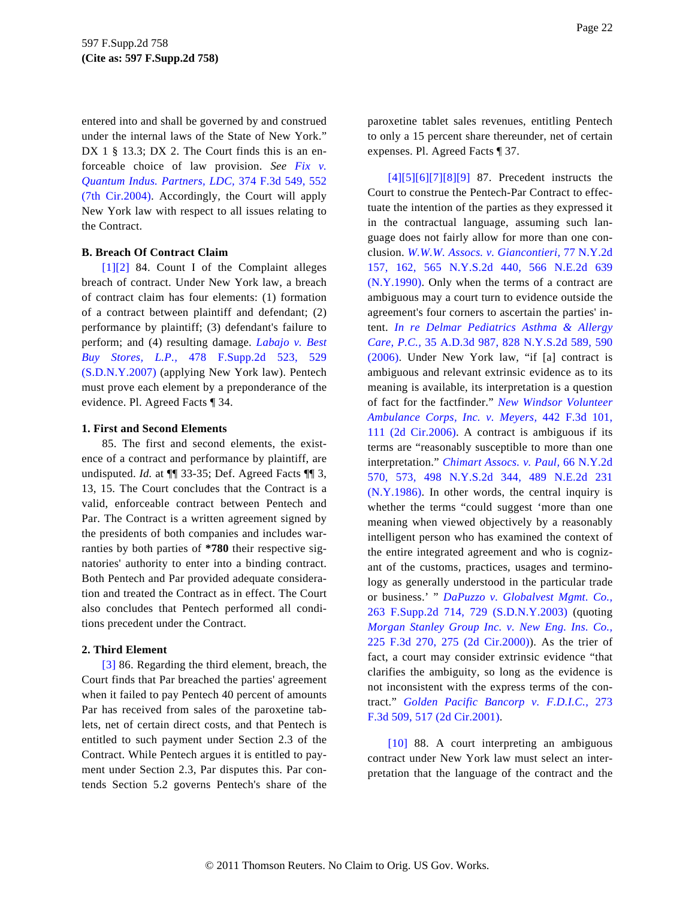entered into and shall be governed by and construed under the internal laws of the State of New York." DX 1 § 13.3; DX 2. The Court finds this is an enforceable choice of law provision. *See Fix v. Quantum Indus. Partners, LDC*, 374 F.3d 549, 552 (7th Cir.2004). Accordingly, the Court will apply New York law with respect to all issues relating to the Contract.

**B. Breach Of Contract Claim**

[1][2] 84. Count I of the Complaint alleges breach of contract. Under New York law, a breach of contract claim has four elements: (1) formation of a contract between plaintiff and defendant; (2) performance by plaintiff; (3) defendant's failure to perform; and (4) resulting damage. *Labajo v. Best Buy Stores, L.P.*, 478 F.Supp.2d 523, 529 (S.D.N.Y.2007) (applying New York law). Pentech must prove each element by a preponderance of the evidence. Pl. Agreed Facts ¶ 34.

**1. First and Second Elements**

85. The first and second elements, the existence of a contract and performance by plaintiff, are undisputed. *Id.* at ¶¶ 33-35; Def. Agreed Facts ¶¶ 3, 13, 15. The Court concludes that the Contract is a valid, enforceable contract between Pentech and Par. The Contract is a written agreement signed by the presidents of both companies and includes warranties by both parties of **\*780** their respective signatories' authority to enter into a binding contract. Both Pentech and Par provided adequate consideration and treated the Contract as in effect. The Court also concludes that Pentech performed all conditions precedent under the Contract.

**2. Third Element**

[3] 86. Regarding the third element, breach, the Court finds that Par breached the parties' agreement when it failed to pay Pentech 40 percent of amounts Par has received from sales of the paroxetine tablets, net of certain direct costs, and that Pentech is entitled to such payment under Section 2.3 of the Contract. While Pentech argues it is entitled to payment under Section 2.3, Par disputes this. Par contends Section 5.2 governs Pentech's share of the paroxetine tablet sales revenues, entitling Pentech to only a 15 percent share thereunder, net of certain expenses. Pl. Agreed Facts ¶ 37.

[4][5][6][7][8][9] 87. Precedent instructs the Court to construe the Pentech-Par Contract to effectuate the intention of the parties as they expressed it in the contractual language, assuming such language does not fairly allow for more than one conclusion. *W.W.W. Assocs. v. Giancontieri*, 77 N.Y.2d 157, 162, 565 N.Y.S.2d 440, 566 N.E.2d 639 (N.Y.1990). Only when the terms of a contract are ambiguous may a court turn to evidence outside the agreement's four corners to ascertain the parties' intent. *In re Delmar Pediatrics Asthma & Allergy Care, P.C.*, 35 A.D.3d 987, 828 N.Y.S.2d 589, 590 (2006). Under New York law, "if [a] contract is ambiguous and relevant extrinsic evidence as to its meaning is available, its interpretation is a question of fact for the factfinder." *New Windsor Volunteer Ambulance Corps, Inc. v. Meyers*, 442 F.3d 101, 111 (2d Cir.2006). A contract is ambiguous if its terms are "reasonably susceptible to more than one interpretation." *Chimart Assocs. v. Paul*, 66 N.Y.2d 570, 573, 498 N.Y.S.2d 344, 489 N.E.2d 231 (N.Y.1986). In other words, the central inquiry is whether the terms "could suggest 'more than one meaning when viewed objectively by a reasonably intelligent person who has examined the context of the entire integrated agreement and who is cognizant of the customs, practices, usages and terminology as generally understood in the particular trade or business.' " *DaPuzzo v. Globalvest Mgmt. Co.*, 263 F.Supp.2d 714, 729 (S.D.N.Y.2003) (quoting *Morgan Stanley Group Inc. v. New Eng. Ins. Co.*, 225 F.3d 270, 275 (2d Cir.2000)). As the trier of fact, a court may consider extrinsic evidence "that clarifies the ambiguity, so long as the evidence is not inconsistent with the express terms of the contract." *Golden Pacific Bancorp v. F.D.I.C.*, 273 F.3d 509, 517 (2d Cir.2001).

[10] 88. A court interpreting an ambiguous contract under New York law must select an interpretation that the language of the contract and the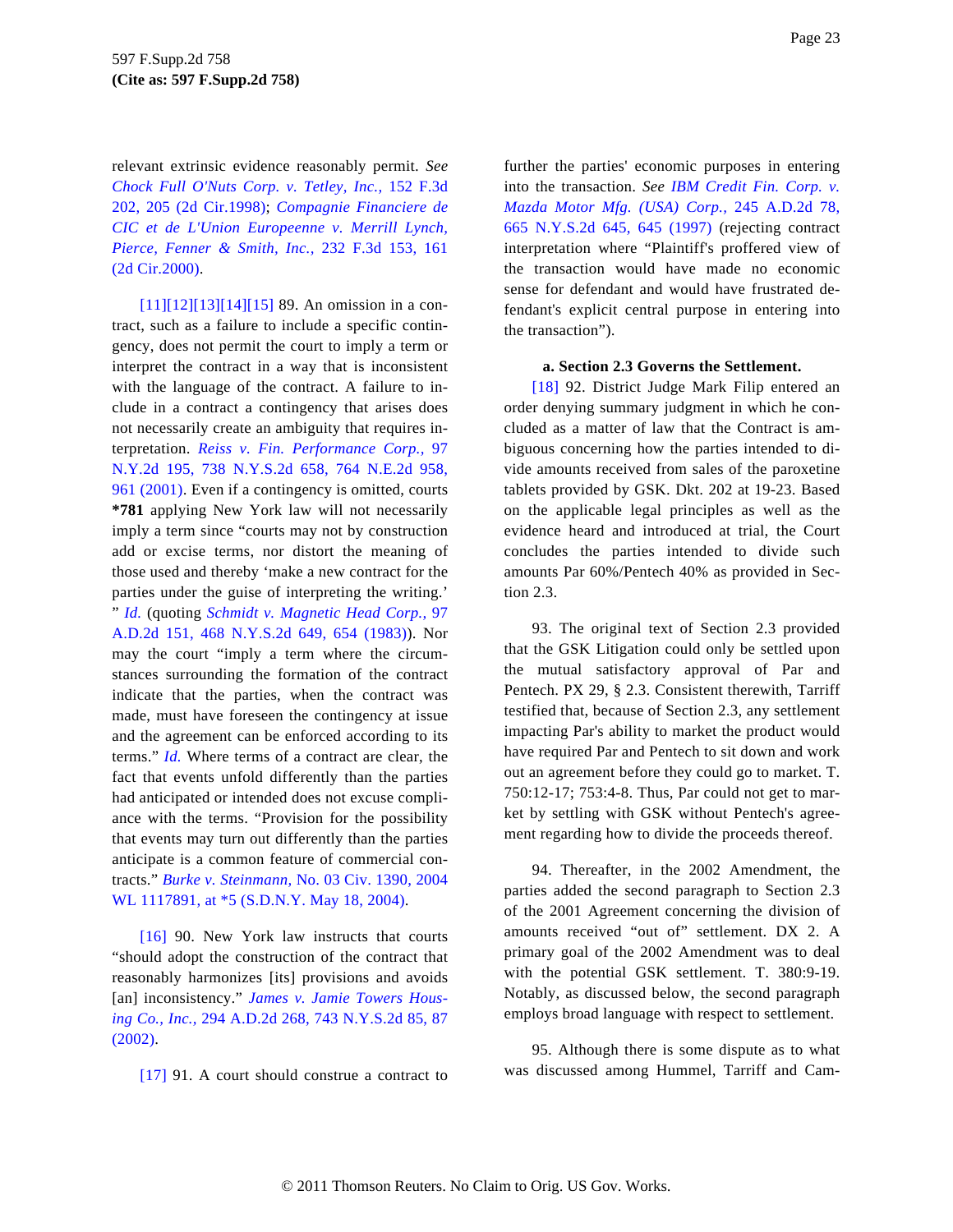relevant extrinsic evidence reasonably permit. *See* *Chock Full O'Nuts Corp. v. Tetley, Inc.,* 152 F.3d 202, 205 (2d Cir.1998); *Compagnie Financiere de CIC et de L'Union Europeenne v. Merrill Lynch, Pierce, Fenner & Smith, Inc.,* 232 F.3d 153, 161 (2d Cir.2000).

[11][12][13][14][15] 89. An omission in a contract, such as a failure to include a specific contingency, does not permit the court to imply a term or interpret the contract in a way that is inconsistent with the language of the contract. A failure to include in a contract a contingency that arises does not necessarily create an ambiguity that requires interpretation. *Reiss v. Fin. Performance Corp.,* 97 N.Y.2d 195, 738 N.Y.S.2d 658, 764 N.E.2d 958, 961 (2001). Even if a contingency is omitted, courts **\*781** applying New York law will not necessarily imply a term since "courts may not by construction add or excise terms, nor distort the meaning of those used and thereby 'make a new contract for the parties under the guise of interpreting the writing.' " *Id.* (quoting *Schmidt v. Magnetic Head Corp.,* 97 A.D.2d 151, 468 N.Y.S.2d 649, 654 (1983)). Nor may the court "imply a term where the circumstances surrounding the formation of the contract indicate that the parties, when the contract was made, must have foreseen the contingency at issue and the agreement can be enforced according to its terms." *Id.* Where terms of a contract are clear, the fact that events unfold differently than the parties had anticipated or intended does not excuse compliance with the terms. "Provision for the possibility that events may turn out differently than the parties anticipate is a common feature of commercial contracts." *Burke v. Steinmann,* No. 03 Civ. 1390, 2004 WL 1117891, at \*5 (S.D.N.Y. May 18, 2004).

[16] 90. New York law instructs that courts "should adopt the construction of the contract that reasonably harmonizes [its] provisions and avoids [an] inconsistency." *James v. Jamie Towers Housing Co., Inc.,* 294 A.D.2d 268, 743 N.Y.S.2d 85, 87 (2002).

[17] 91. A court should construe a contract to further the parties' economic purposes in entering into the transaction. *See IBM Credit Fin. Corp. v. Mazda Motor Mfg. (USA) Corp.,* 245 A.D.2d 78, 665 N.Y.S.2d 645, 645 (1997) (rejecting contract interpretation where "Plaintiff's proffered view of the transaction would have made no economic sense for defendant and would have frustrated defendant's explicit central purpose in entering into the transaction").

**a. Section 2.3 Governs the Settlement.**

[18] 92. District Judge Mark Filip entered an order denying summary judgment in which he concluded as a matter of law that the Contract is ambiguous concerning how the parties intended to divide amounts received from sales of the paroxetine tablets provided by GSK. Dkt. 202 at 19-23. Based on the applicable legal principles as well as the evidence heard and introduced at trial, the Court concludes the parties intended to divide such amounts Par 60%/Pentech 40% as provided in Section 2.3.

93. The original text of Section 2.3 provided that the GSK Litigation could only be settled upon the mutual satisfactory approval of Par and Pentech. PX 29, § 2.3. Consistent therewith, Tarriff testified that, because of Section 2.3, any settlement impacting Par's ability to market the product would have required Par and Pentech to sit down and work out an agreement before they could go to market. T. 750:12-17; 753:4-8. Thus, Par could not get to market by settling with GSK without Pentech's agreement regarding how to divide the proceeds thereof.

94. Thereafter, in the 2002 Amendment, the parties added the second paragraph to Section 2.3 of the 2001 Agreement concerning the division of amounts received "out of" settlement. DX 2. A primary goal of the 2002 Amendment was to deal with the potential GSK settlement. T. 380:9-19. Notably, as discussed below, the second paragraph employs broad language with respect to settlement.

95. Although there is some dispute as to what was discussed among Hummel, Tarriff and Cam-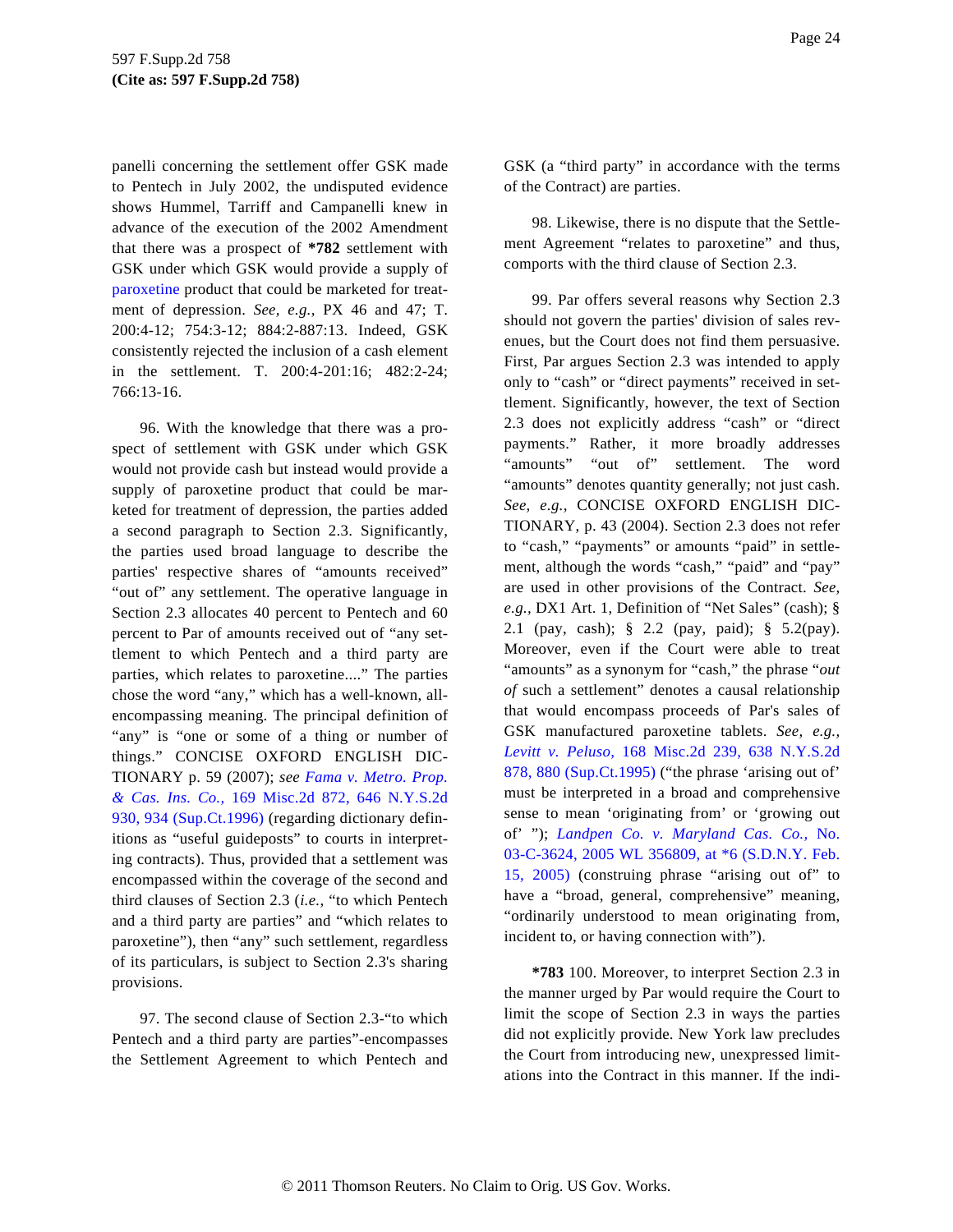panelli concerning the settlement offer GSK made to Pentech in July 2002, the undisputed evidence shows Hummel, Tarriff and Campanelli knew in advance of the execution of the 2002 Amendment that there was a prospect of **\*782** settlement with GSK under which GSK would provide a supply of paroxetine product that could be marketed for treatment of depression. *See, e.g.,* PX 46 and 47; T. 200:4-12; 754:3-12; 884:2-887:13. Indeed, GSK consistently rejected the inclusion of a cash element in the settlement. T. 200:4-201:16; 482:2-24; 766:13-16.

96. With the knowledge that there was a prospect of settlement with GSK under which GSK would not provide cash but instead would provide a supply of paroxetine product that could be marketed for treatment of depression, the parties added a second paragraph to Section 2.3. Significantly, the parties used broad language to describe the parties' respective shares of "amounts received" "out of" any settlement. The operative language in Section 2.3 allocates 40 percent to Pentech and 60 percent to Par of amounts received out of "any settlement to which Pentech and a third party are parties, which relates to paroxetine...." The parties chose the word "any," which has a well-known, all-encompassing meaning. The principal definition of "any" is "one or some of a thing or number of things." CONCISE OXFORD ENGLISH DICTIONARY p. 59 (2007); *see Fama v. Metro. Prop. & Cas. Ins. Co.,* 169 Misc.2d 872, 646 N.Y.S.2d 930, 934 (Sup.Ct.1996) (regarding dictionary definitions as "useful guideposts" to courts in interpreting contracts). Thus, provided that a settlement was encompassed within the coverage of the second and third clauses of Section 2.3 (*i.e.,* "to which Pentech and a third party are parties" and "which relates to paroxetine"), then "any" such settlement, regardless of its particulars, is subject to Section 2.3's sharing provisions.

97. The second clause of Section 2.3-"to which Pentech and a third party are parties"-encompasses the Settlement Agreement to which Pentech and GSK (a "third party" in accordance with the terms of the Contract) are parties.

98. Likewise, there is no dispute that the Settlement Agreement "relates to paroxetine" and thus, comports with the third clause of Section 2.3.

99. Par offers several reasons why Section 2.3 should not govern the parties' division of sales revenues, but the Court does not find them persuasive. First, Par argues Section 2.3 was intended to apply only to "cash" or "direct payments" received in settlement. Significantly, however, the text of Section 2.3 does not explicitly address "cash" or "direct payments." Rather, it more broadly addresses "amounts" "out of" settlement. The word "amounts" denotes quantity generally; not just cash. *See, e.g.,* CONCISE OXFORD ENGLISH DICTIONARY, p. 43 (2004). Section 2.3 does not refer to "cash," "payments" or amounts "paid" in settlement, although the words "cash," "paid" and "pay" are used in other provisions of the Contract. *See, e.g.,* DX1 Art. 1, Definition of "Net Sales" (cash); § 2.1 (pay, cash); § 2.2 (pay, paid); § 5.2(pay). Moreover, even if the Court were able to treat "amounts" as a synonym for "cash," the phrase "*out of* such a settlement" denotes a causal relationship that would encompass proceeds of Par's sales of GSK manufactured paroxetine tablets. *See, e.g., Levitt v. Peluso,* 168 Misc.2d 239, 638 N.Y.S.2d 878, 880 (Sup.Ct.1995) ("the phrase 'arising out of' must be interpreted in a broad and comprehensive sense to mean 'originating from' or 'growing out of' "); *Landpen Co. v. Maryland Cas. Co.,* No. 03-C-3624, 2005 WL 356809, at \*6 (S.D.N.Y. Feb. 15, 2005) (construing phrase "arising out of" to have a "broad, general, comprehensive" meaning, "ordinarily understood to mean originating from, incident to, or having connection with").

**\*783** 100. Moreover, to interpret Section 2.3 in the manner urged by Par would require the Court to limit the scope of Section 2.3 in ways the parties did not explicitly provide. New York law precludes the Court from introducing new, unexpressed limitations into the Contract in this manner. If the indi-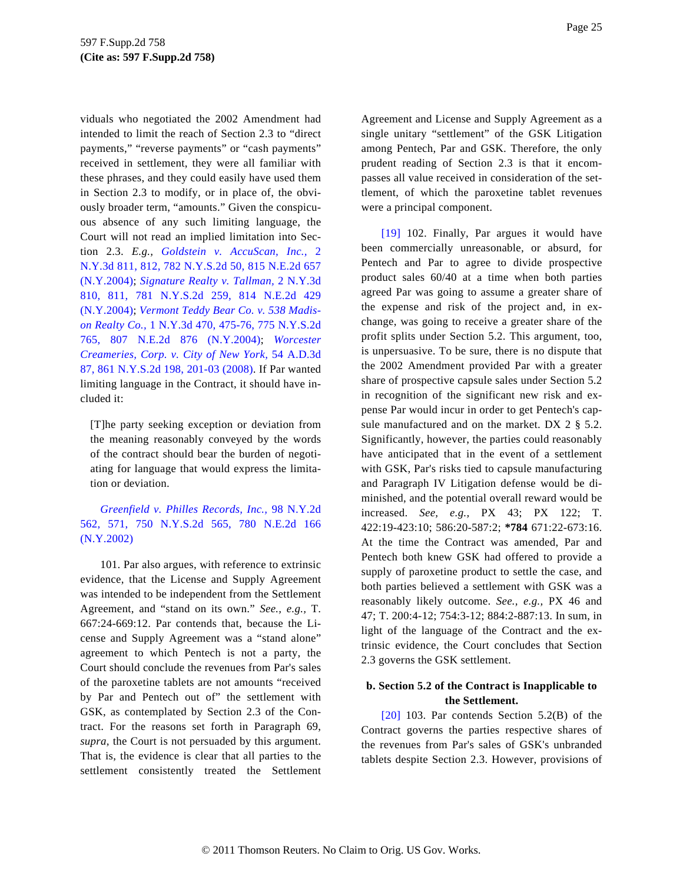viduals who negotiated the 2002 Amendment had intended to limit the reach of Section 2.3 to "direct payments," "reverse payments" or "cash payments" received in settlement, they were all familiar with these phrases, and they could easily have used them in Section 2.3 to modify, or in place of, the obviously broader term, "amounts." Given the conspicuous absence of any such limiting language, the Court will not read an implied limitation into Section 2.3. *E.g., Goldstein v. AccuScan, Inc.,* 2 N.Y.3d 811, 812, 782 N.Y.S.2d 50, 815 N.E.2d 657 (N.Y.2004); *Signature Realty v. Tallman,* 2 N.Y.3d 810, 811, 781 N.Y.S.2d 259, 814 N.E.2d 429 (N.Y.2004); *Vermont Teddy Bear Co. v. 538 Madison Realty Co.,* 1 N.Y.3d 470, 475-76, 775 N.Y.S.2d 765, 807 N.E.2d 876 (N.Y.2004); *Worcester Creameries, Corp. v. City of New York,* 54 A.D.3d 87, 861 N.Y.S.2d 198, 201-03 (2008). If Par wanted limiting language in the Contract, it should have included it:

> [T]he party seeking exception or deviation from the meaning reasonably conveyed by the words of the contract should bear the burden of negotiating for language that would express the limitation or deviation.
>
> *Greenfield v. Philles Records, Inc.,* 98 N.Y.2d 562, 571, 750 N.Y.S.2d 565, 780 N.E.2d 166 (N.Y.2002)

101. Par also argues, with reference to extrinsic evidence, that the License and Supply Agreement was intended to be independent from the Settlement Agreement, and "stand on its own." *See., e.g.,* T. 667:24-669:12. Par contends that, because the License and Supply Agreement was a "stand alone" agreement to which Pentech is not a party, the Court should conclude the revenues from Par's sales of the paroxetine tablets are not amounts "received by Par and Pentech out of" the settlement with GSK, as contemplated by Section 2.3 of the Contract. For the reasons set forth in Paragraph 69, *supra,* the Court is not persuaded by this argument. That is, the evidence is clear that all parties to the settlement consistently treated the Settlement Agreement and License and Supply Agreement as a single unitary "settlement" of the GSK Litigation among Pentech, Par and GSK. Therefore, the only prudent reading of Section 2.3 is that it encompasses all value received in consideration of the settlement, of which the paroxetine tablet revenues were a principal component.

[19] 102. Finally, Par argues it would have been commercially unreasonable, or absurd, for Pentech and Par to agree to divide prospective product sales 60/40 at a time when both parties agreed Par was going to assume a greater share of the expense and risk of the project and, in exchange, was going to receive a greater share of the profit splits under Section 5.2. This argument, too, is unpersuasive. To be sure, there is no dispute that the 2002 Amendment provided Par with a greater share of prospective capsule sales under Section 5.2 in recognition of the significant new risk and expense Par would incur in order to get Pentech's capsule manufactured and on the market. DX 2 § 5.2. Significantly, however, the parties could reasonably have anticipated that in the event of a settlement with GSK, Par's risks tied to capsule manufacturing and Paragraph IV Litigation defense would be diminished, and the potential overall reward would be increased. *See, e.g.,* PX 43; PX 122; T. 422:19-423:10; 586:20-587:2; **\*784** 671:22-673:16. At the time the Contract was amended, Par and Pentech both knew GSK had offered to provide a supply of paroxetine product to settle the case, and both parties believed a settlement with GSK was a reasonably likely outcome. *See., e.g.,* PX 46 and 47; T. 200:4-12; 754:3-12; 884:2-887:13. In sum, in light of the language of the Contract and the extrinsic evidence, the Court concludes that Section 2.3 governs the GSK settlement.

**b. Section 5.2 of the Contract is Inapplicable to the Settlement.**

[20] 103. Par contends Section 5.2(B) of the Contract governs the parties respective shares of the revenues from Par's sales of GSK's unbranded tablets despite Section 2.3. However, provisions of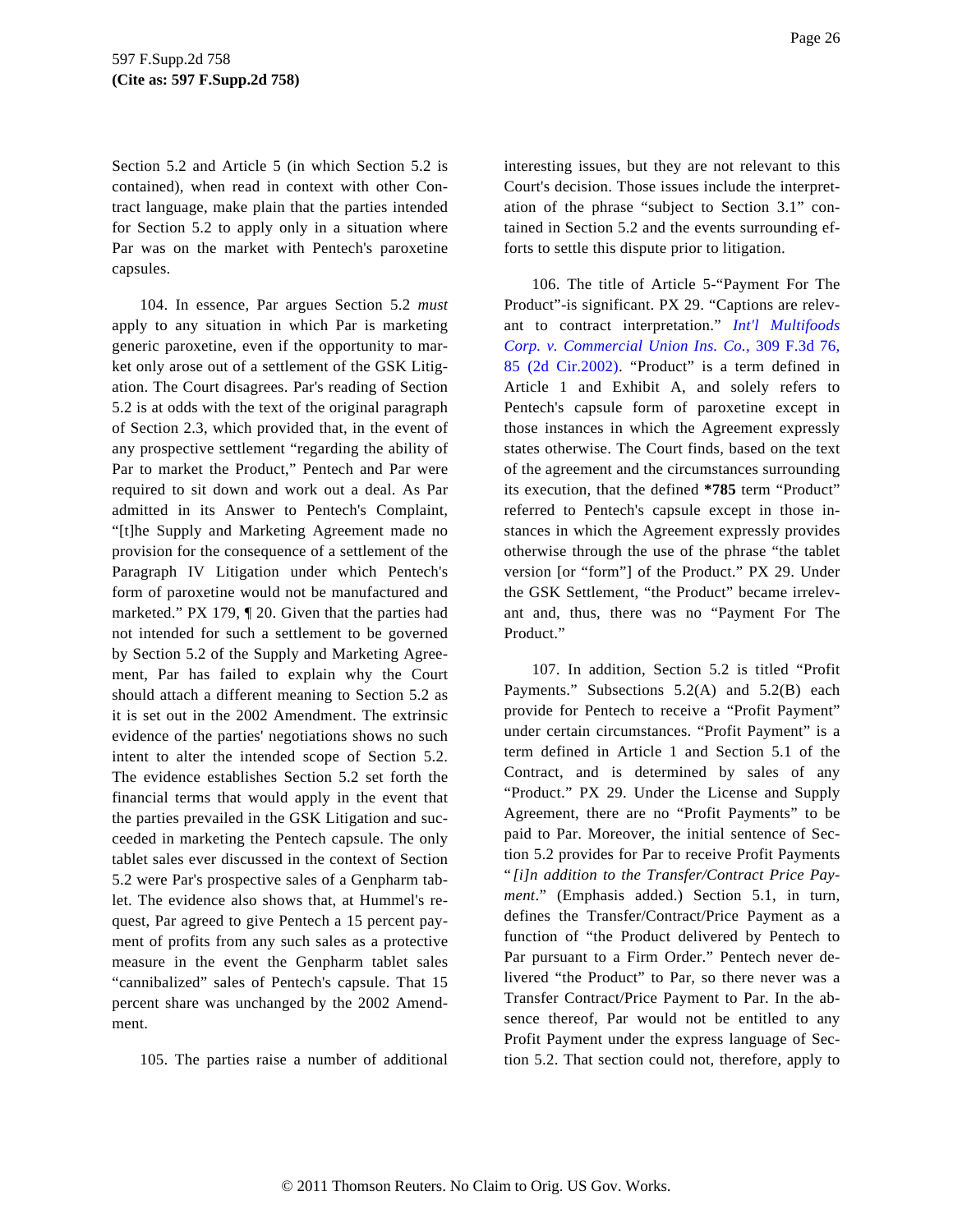Section 5.2 and Article 5 (in which Section 5.2 is contained), when read in context with other Contract language, make plain that the parties intended for Section 5.2 to apply only in a situation where Par was on the market with Pentech's paroxetine capsules.

104. In essence, Par argues Section 5.2 *must* apply to any situation in which Par is marketing generic paroxetine, even if the opportunity to market only arose out of a settlement of the GSK Litigation. The Court disagrees. Par's reading of Section 5.2 is at odds with the text of the original paragraph of Section 2.3, which provided that, in the event of any prospective settlement "regarding the ability of Par to market the Product," Pentech and Par were required to sit down and work out a deal. As Par admitted in its Answer to Pentech's Complaint, "[t]he Supply and Marketing Agreement made no provision for the consequence of a settlement of the Paragraph IV Litigation under which Pentech's form of paroxetine would not be manufactured and marketed." PX 179, ¶ 20. Given that the parties had not intended for such a settlement to be governed by Section 5.2 of the Supply and Marketing Agreement, Par has failed to explain why the Court should attach a different meaning to Section 5.2 as it is set out in the 2002 Amendment. The extrinsic evidence of the parties' negotiations shows no such intent to alter the intended scope of Section 5.2. The evidence establishes Section 5.2 set forth the financial terms that would apply in the event that the parties prevailed in the GSK Litigation and succeeded in marketing the Pentech capsule. The only tablet sales ever discussed in the context of Section 5.2 were Par's prospective sales of a Genpharm tablet. The evidence also shows that, at Hummel's request, Par agreed to give Pentech a 15 percent payment of profits from any such sales as a protective measure in the event the Genpharm tablet sales "cannibalized" sales of Pentech's capsule. That 15 percent share was unchanged by the 2002 Amendment.

105. The parties raise a number of additional interesting issues, but they are not relevant to this Court's decision. Those issues include the interpretation of the phrase "subject to Section 3.1" contained in Section 5.2 and the events surrounding efforts to settle this dispute prior to litigation.

106. The title of Article 5-"Payment For The Product"-is significant. PX 29. "Captions are relevant to contract interpretation." *Int'l Multifoods Corp. v. Commercial Union Ins. Co.,* 309 F.3d 76, 85 (2d Cir.2002). "Product" is a term defined in Article 1 and Exhibit A, and solely refers to Pentech's capsule form of paroxetine except in those instances in which the Agreement expressly states otherwise. The Court finds, based on the text of the agreement and the circumstances surrounding its execution, that the defined **\*785** term "Product" referred to Pentech's capsule except in those instances in which the Agreement expressly provides otherwise through the use of the phrase "the tablet version [or "form"] of the Product." PX 29. Under the GSK Settlement, "the Product" became irrelevant and, thus, there was no "Payment For The Product."

107. In addition, Section 5.2 is titled "Profit Payments." Subsections 5.2(A) and 5.2(B) each provide for Pentech to receive a "Profit Payment" under certain circumstances. "Profit Payment" is a term defined in Article 1 and Section 5.1 of the Contract, and is determined by sales of any "Product." PX 29. Under the License and Supply Agreement, there are no "Profit Payments" to be paid to Par. Moreover, the initial sentence of Section 5.2 provides for Par to receive Profit Payments "*[i]n addition to the Transfer/Contract Price Payment*." (Emphasis added.) Section 5.1, in turn, defines the Transfer/Contract/Price Payment as a function of "the Product delivered by Pentech to Par pursuant to a Firm Order." Pentech never delivered "the Product" to Par, so there never was a Transfer Contract/Price Payment to Par. In the absence thereof, Par would not be entitled to any Profit Payment under the express language of Section 5.2. That section could not, therefore, apply to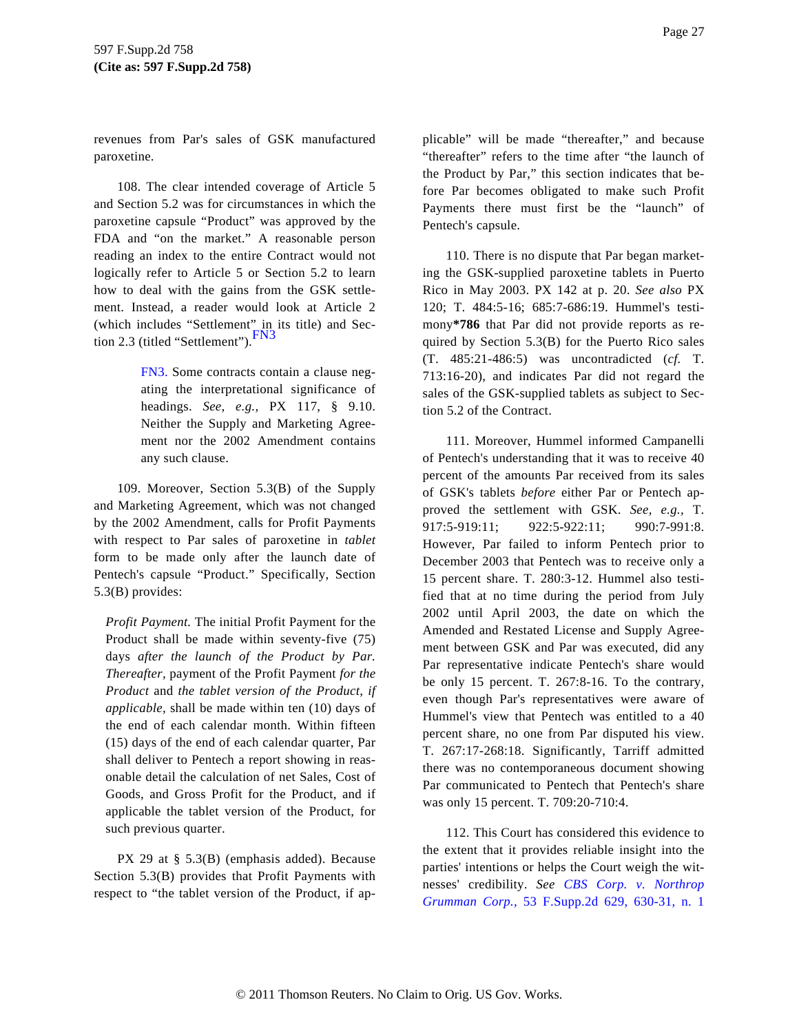revenues from Par's sales of GSK manufactured paroxetine.

108. The clear intended coverage of Article 5 and Section 5.2 was for circumstances in which the paroxetine capsule "Product" was approved by the FDA and "on the market." A reasonable person reading an index to the entire Contract would not logically refer to Article 5 or Section 5.2 to learn how to deal with the gains from the GSK settlement. Instead, a reader would look at Article 2 (which includes "Settlement" in its title) and Section 2.3 (titled "Settlement").[FN3]

> FN3. Some contracts contain a clause negating the interpretational significance of headings. *See, e.g.,* PX 117, § 9.10. Neither the Supply and Marketing Agreement nor the 2002 Amendment contains any such clause.

109. Moreover, Section 5.3(B) of the Supply and Marketing Agreement, which was not changed by the 2002 Amendment, calls for Profit Payments with respect to Par sales of paroxetine in *tablet* form to be made only after the launch date of Pentech's capsule "Product." Specifically, Section 5.3(B) provides:

> *Profit Payment.* The initial Profit Payment for the Product shall be made within seventy-five (75) days *after the launch of the Product by Par. Thereafter,* payment of the Profit Payment *for the Product* and *the tablet version of the Product, if applicable,* shall be made within ten (10) days of the end of each calendar month. Within fifteen (15) days of the end of each calendar quarter, Par shall deliver to Pentech a report showing in reasonable detail the calculation of net Sales, Cost of Goods, and Gross Profit for the Product, and if applicable the tablet version of the Product, for such previous quarter.

PX 29 at § 5.3(B) (emphasis added). Because Section 5.3(B) provides that Profit Payments with respect to "the tablet version of the Product, if applicable" will be made "thereafter," and because "thereafter" refers to the time after "the launch of the Product by Par," this section indicates that before Par becomes obligated to make such Profit Payments there must first be the "launch" of Pentech's capsule.

110. There is no dispute that Par began marketing the GSK-supplied paroxetine tablets in Puerto Rico in May 2003. PX 142 at p. 20. *See also* PX 120; T. 484:5-16; 685:7-686:19. Hummel's testimony**\*786** that Par did not provide reports as required by Section 5.3(B) for the Puerto Rico sales (T. 485:21-486:5) was uncontradicted (*cf.* T. 713:16-20), and indicates Par did not regard the sales of the GSK-supplied tablets as subject to Section 5.2 of the Contract.

111. Moreover, Hummel informed Campanelli of Pentech's understanding that it was to receive 40 percent of the amounts Par received from its sales of GSK's tablets *before* either Par or Pentech approved the settlement with GSK. *See, e.g.,* T. 917:5-919:11; 922:5-922:11; 990:7-991:8. However, Par failed to inform Pentech prior to December 2003 that Pentech was to receive only a 15 percent share. T. 280:3-12. Hummel also testified that at no time during the period from July 2002 until April 2003, the date on which the Amended and Restated License and Supply Agreement between GSK and Par was executed, did any Par representative indicate Pentech's share would be only 15 percent. T. 267:8-16. To the contrary, even though Par's representatives were aware of Hummel's view that Pentech was entitled to a 40 percent share, no one from Par disputed his view. T. 267:17-268:18. Significantly, Tarriff admitted there was no contemporaneous document showing Par communicated to Pentech that Pentech's share was only 15 percent. T. 709:20-710:4.

112. This Court has considered this evidence to the extent that it provides reliable insight into the parties' intentions or helps the Court weigh the witnesses' credibility. *See CBS Corp. v. Northrop Grumman Corp.,* 53 F.Supp.2d 629, 630-31, n. 1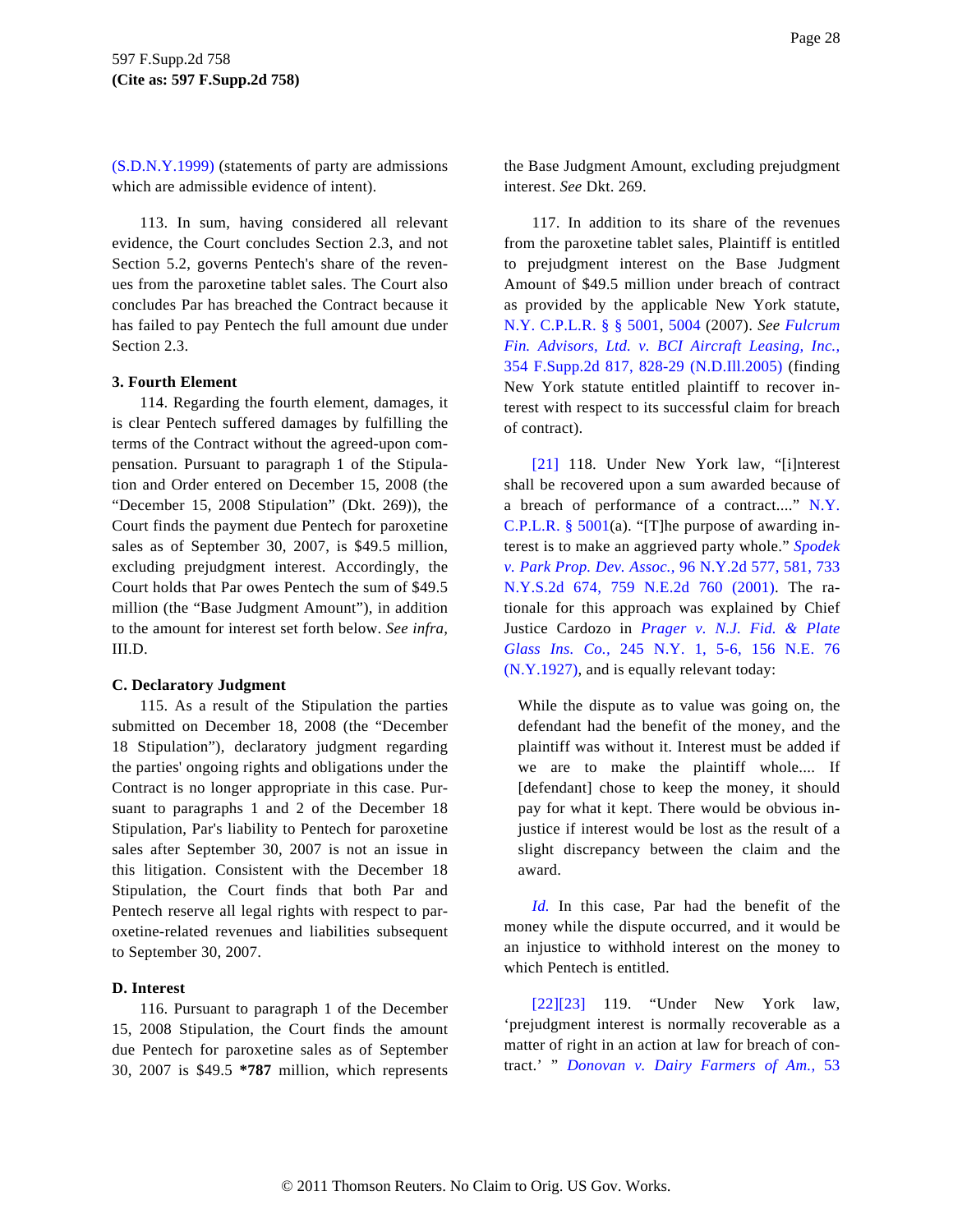(S.D.N.Y.1999) (statements of party are admissions which are admissible evidence of intent).

113. In sum, having considered all relevant evidence, the Court concludes Section 2.3, and not Section 5.2, governs Pentech's share of the revenues from the paroxetine tablet sales. The Court also concludes Par has breached the Contract because it has failed to pay Pentech the full amount due under Section 2.3.

**3. Fourth Element**

114. Regarding the fourth element, damages, it is clear Pentech suffered damages by fulfilling the terms of the Contract without the agreed-upon compensation. Pursuant to paragraph 1 of the Stipulation and Order entered on December 15, 2008 (the "December 15, 2008 Stipulation" (Dkt. 269)), the Court finds the payment due Pentech for paroxetine sales as of September 30, 2007, is $49.5 million, excluding prejudgment interest. Accordingly, the Court holds that Par owes Pentech the sum of $49.5 million (the "Base Judgment Amount"), in addition to the amount for interest set forth below. *See infra,* III.D.

**C. Declaratory Judgment**

115. As a result of the Stipulation the parties submitted on December 18, 2008 (the "December 18 Stipulation"), declaratory judgment regarding the parties' ongoing rights and obligations under the Contract is no longer appropriate in this case. Pursuant to paragraphs 1 and 2 of the December 18 Stipulation, Par's liability to Pentech for paroxetine sales after September 30, 2007 is not an issue in this litigation. Consistent with the December 18 Stipulation, the Court finds that both Par and Pentech reserve all legal rights with respect to paroxetine-related revenues and liabilities subsequent to September 30, 2007.

**D. Interest**

116. Pursuant to paragraph 1 of the December 15, 2008 Stipulation, the Court finds the amount due Pentech for paroxetine sales as of September 30, 2007 is $49.5 ***787** million, which represents the Base Judgment Amount, excluding prejudgment interest. *See* Dkt. 269.

117. In addition to its share of the revenues from the paroxetine tablet sales, Plaintiff is entitled to prejudgment interest on the Base Judgment Amount of $49.5 million under breach of contract as provided by the applicable New York statute, N.Y. C.P.L.R. § § 5001, 5004 (2007). *See Fulcrum Fin. Advisors, Ltd. v. BCI Aircraft Leasing, Inc.,* 354 F.Supp.2d 817, 828-29 (N.D.Ill.2005) (finding New York statute entitled plaintiff to recover interest with respect to its successful claim for breach of contract).

[21] 118. Under New York law, "[i]nterest shall be recovered upon a sum awarded because of a breach of performance of a contract...." N.Y. C.P.L.R. § 5001(a). "[T]he purpose of awarding interest is to make an aggrieved party whole." *Spodek v. Park Prop. Dev. Assoc.,* 96 N.Y.2d 577, 581, 733 N.Y.S.2d 674, 759 N.E.2d 760 (2001). The rationale for this approach was explained by Chief Justice Cardozo in *Prager v. N.J. Fid. & Plate Glass Ins. Co.,* 245 N.Y. 1, 5-6, 156 N.E. 76 (N.Y.1927), and is equally relevant today:

> While the dispute as to value was going on, the defendant had the benefit of the money, and the plaintiff was without it. Interest must be added if we are to make the plaintiff whole.... If [defendant] chose to keep the money, it should pay for what it kept. There would be obvious injustice if interest would be lost as the result of a slight discrepancy between the claim and the award.

*Id.* In this case, Par had the benefit of the money while the dispute occurred, and it would be an injustice to withhold interest on the money to which Pentech is entitled.

[22][23] 119. "Under New York law, 'prejudgment interest is normally recoverable as a matter of right in an action at law for breach of contract.' " *Donovan v. Dairy Farmers of Am.,* 53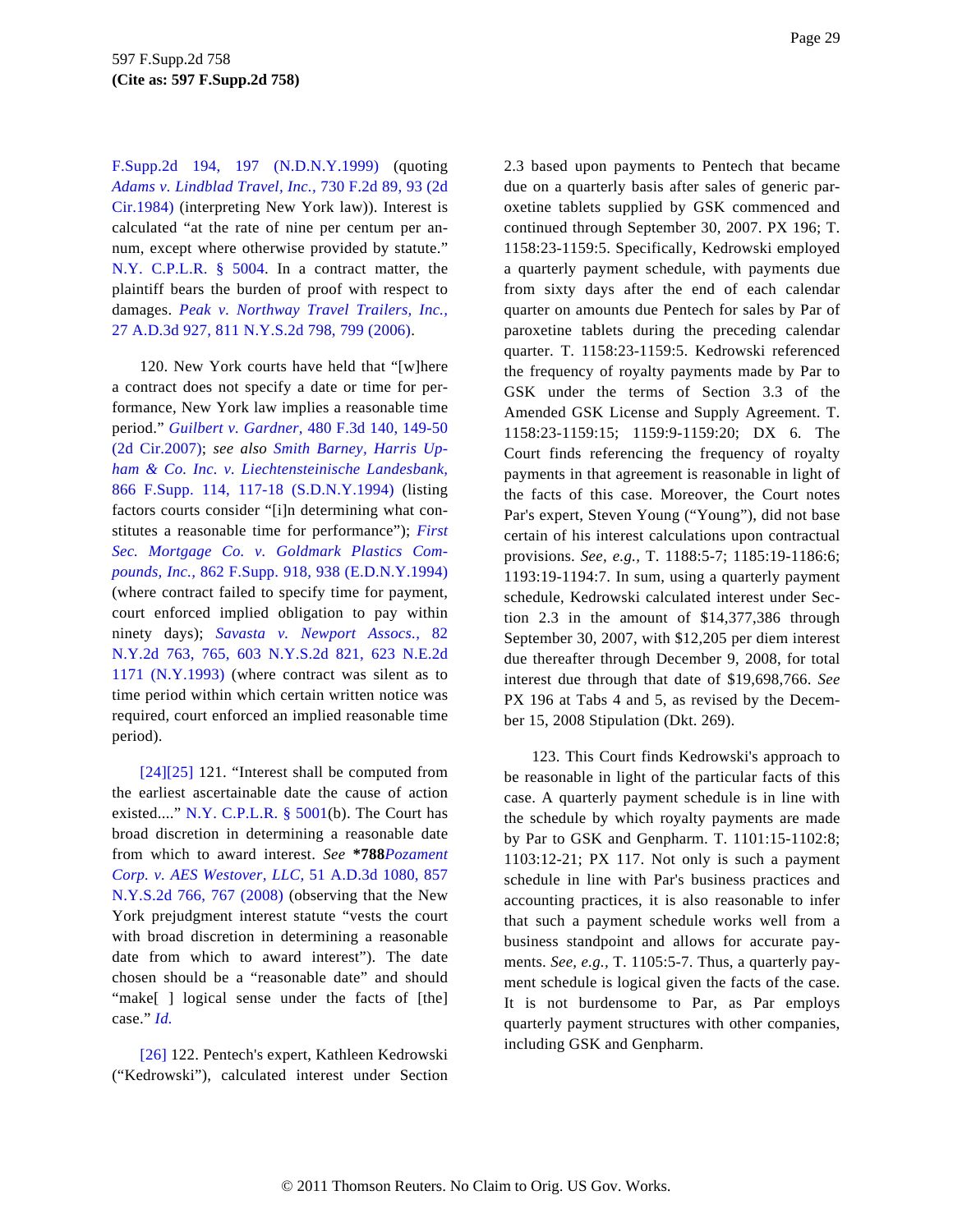F.Supp.2d 194, 197 (N.D.N.Y.1999) (quoting *Adams v. Lindblad Travel, Inc.,* 730 F.2d 89, 93 (2d Cir.1984) (interpreting New York law)). Interest is calculated "at the rate of nine per centum per annum, except where otherwise provided by statute." N.Y. C.P.L.R. § 5004. In a contract matter, the plaintiff bears the burden of proof with respect to damages. *Peak v. Northway Travel Trailers, Inc.,* 27 A.D.3d 927, 811 N.Y.S.2d 798, 799 (2006).

120. New York courts have held that "[w]here a contract does not specify a date or time for performance, New York law implies a reasonable time period." *Guilbert v. Gardner,* 480 F.3d 140, 149-50 (2d Cir.2007); *see also Smith Barney, Harris Upham & Co. Inc. v. Liechtensteinische Landesbank,* 866 F.Supp. 114, 117-18 (S.D.N.Y.1994) (listing factors courts consider "[i]n determining what constitutes a reasonable time for performance"); *First Sec. Mortgage Co. v. Goldmark Plastics Compounds, Inc.,* 862 F.Supp. 918, 938 (E.D.N.Y.1994) (where contract failed to specify time for payment, court enforced implied obligation to pay within ninety days); *Savasta v. Newport Assocs.,* 82 N.Y.2d 763, 765, 603 N.Y.S.2d 821, 623 N.E.2d 1171 (N.Y.1993) (where contract was silent as to time period within which certain written notice was required, court enforced an implied reasonable time period).

[24][25] 121. "Interest shall be computed from the earliest ascertainable date the cause of action existed...." N.Y. C.P.L.R. § 5001(b). The Court has broad discretion in determining a reasonable date from which to award interest. *See* **\*788***Pozament Corp. v. AES Westover, LLC,* 51 A.D.3d 1080, 857 N.Y.S.2d 766, 767 (2008) (observing that the New York prejudgment interest statute "vests the court with broad discretion in determining a reasonable date from which to award interest"). The date chosen should be a "reasonable date" and should "make[ ] logical sense under the facts of [the] case." *Id.*

[26] 122. Pentech's expert, Kathleen Kedrowski ("Kedrowski"), calculated interest under Section 2.3 based upon payments to Pentech that became due on a quarterly basis after sales of generic paroxetine tablets supplied by GSK commenced and continued through September 30, 2007. PX 196; T. 1158:23-1159:5. Specifically, Kedrowski employed a quarterly payment schedule, with payments due from sixty days after the end of each calendar quarter on amounts due Pentech for sales by Par of paroxetine tablets during the preceding calendar quarter. T. 1158:23-1159:5. Kedrowski referenced the frequency of royalty payments made by Par to GSK under the terms of Section 3.3 of the Amended GSK License and Supply Agreement. T. 1158:23-1159:15; 1159:9-1159:20; DX 6. The Court finds referencing the frequency of royalty payments in that agreement is reasonable in light of the facts of this case. Moreover, the Court notes Par's expert, Steven Young ("Young"), did not base certain of his interest calculations upon contractual provisions. *See, e.g.,* T. 1188:5-7; 1185:19-1186:6; 1193:19-1194:7. In sum, using a quarterly payment schedule, Kedrowski calculated interest under Section 2.3 in the amount of $14,377,386 through September 30, 2007, with $12,205 per diem interest due thereafter through December 9, 2008, for total interest due through that date of $19,698,766. *See* PX 196 at Tabs 4 and 5, as revised by the December 15, 2008 Stipulation (Dkt. 269).

123. This Court finds Kedrowski's approach to be reasonable in light of the particular facts of this case. A quarterly payment schedule is in line with the schedule by which royalty payments are made by Par to GSK and Genpharm. T. 1101:15-1102:8; 1103:12-21; PX 117. Not only is such a payment schedule in line with Par's business practices and accounting practices, it is also reasonable to infer that such a payment schedule works well from a business standpoint and allows for accurate payments. *See, e.g.,* T. 1105:5-7. Thus, a quarterly payment schedule is logical given the facts of the case. It is not burdensome to Par, as Par employs quarterly payment structures with other companies, including GSK and Genpharm.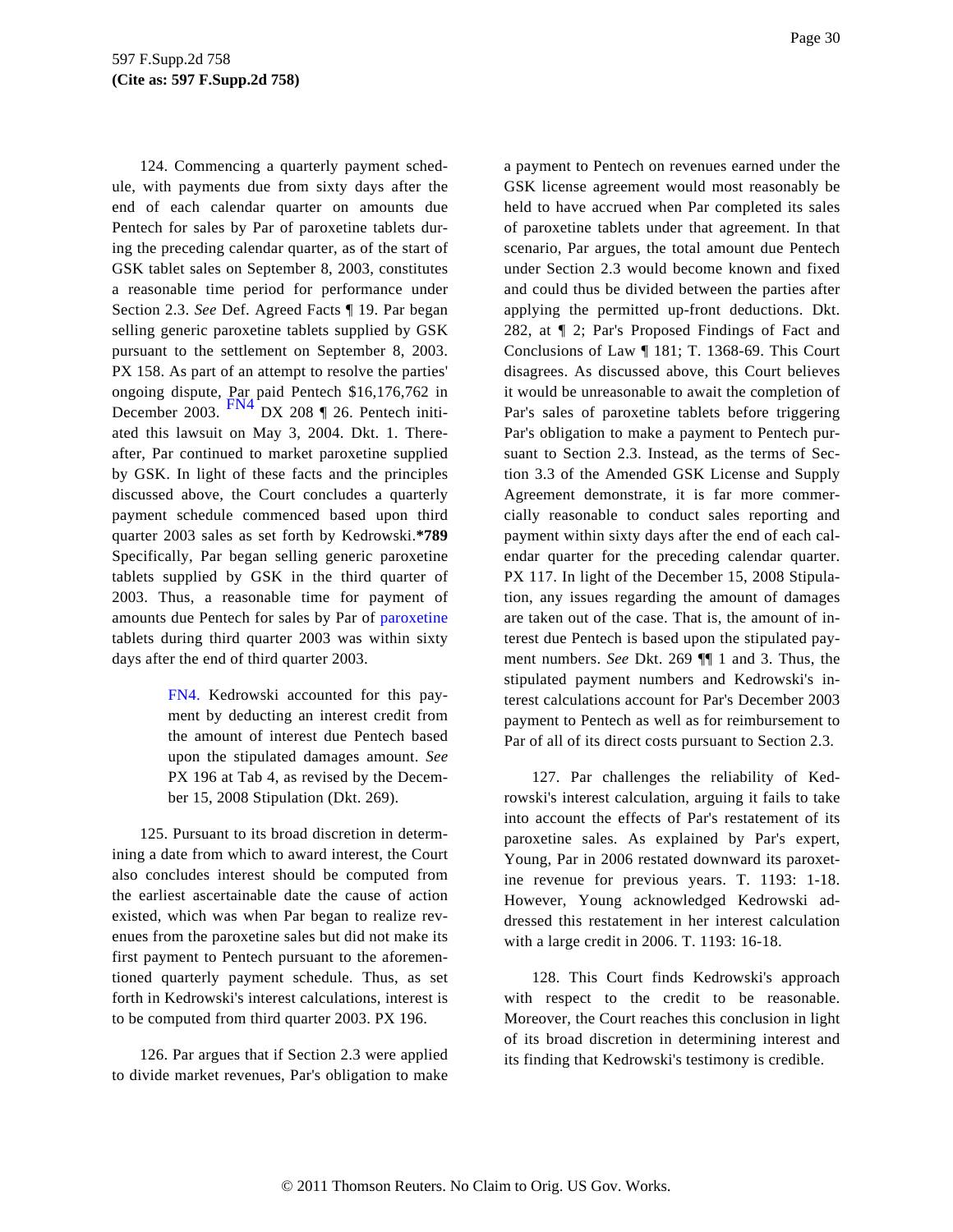124. Commencing a quarterly payment schedule, with payments due from sixty days after the end of each calendar quarter on amounts due Pentech for sales by Par of paroxetine tablets during the preceding calendar quarter, as of the start of GSK tablet sales on September 8, 2003, constitutes a reasonable time period for performance under Section 2.3. *See* Def. Agreed Facts ¶ 19. Par began selling generic paroxetine tablets supplied by GSK pursuant to the settlement on September 8, 2003. PX 158. As part of an attempt to resolve the parties' ongoing dispute, Par paid Pentech $16,176,762 in December 2003. [FN4] DX 208 ¶ 26. Pentech initiated this lawsuit on May 3, 2004. Dkt. 1. Thereafter, Par continued to market paroxetine supplied by GSK. In light of these facts and the principles discussed above, the Court concludes a quarterly payment schedule commenced based upon third quarter 2003 sales as set forth by Kedrowski.**\*789** Specifically, Par began selling generic paroxetine tablets supplied by GSK in the third quarter of 2003. Thus, a reasonable time for payment of amounts due Pentech for sales by Par of paroxetine tablets during third quarter 2003 was within sixty days after the end of third quarter 2003.

> FN4. Kedrowski accounted for this payment by deducting an interest credit from the amount of interest due Pentech based upon the stipulated damages amount. *See* PX 196 at Tab 4, as revised by the December 15, 2008 Stipulation (Dkt. 269).

125. Pursuant to its broad discretion in determining a date from which to award interest, the Court also concludes interest should be computed from the earliest ascertainable date the cause of action existed, which was when Par began to realize revenues from the paroxetine sales but did not make its first payment to Pentech pursuant to the aforementioned quarterly payment schedule. Thus, as set forth in Kedrowski's interest calculations, interest is to be computed from third quarter 2003. PX 196.

126. Par argues that if Section 2.3 were applied to divide market revenues, Par's obligation to make a payment to Pentech on revenues earned under the GSK license agreement would most reasonably be held to have accrued when Par completed its sales of paroxetine tablets under that agreement. In that scenario, Par argues, the total amount due Pentech under Section 2.3 would become known and fixed and could thus be divided between the parties after applying the permitted up-front deductions. Dkt. 282, at ¶ 2; Par's Proposed Findings of Fact and Conclusions of Law ¶ 181; T. 1368-69. This Court disagrees. As discussed above, this Court believes it would be unreasonable to await the completion of Par's sales of paroxetine tablets before triggering Par's obligation to make a payment to Pentech pursuant to Section 2.3. Instead, as the terms of Section 3.3 of the Amended GSK License and Supply Agreement demonstrate, it is far more commercially reasonable to conduct sales reporting and payment within sixty days after the end of each calendar quarter for the preceding calendar quarter. PX 117. In light of the December 15, 2008 Stipulation, any issues regarding the amount of damages are taken out of the case. That is, the amount of interest due Pentech is based upon the stipulated payment numbers. *See* Dkt. 269 ¶¶ 1 and 3. Thus, the stipulated payment numbers and Kedrowski's interest calculations account for Par's December 2003 payment to Pentech as well as for reimbursement to Par of all of its direct costs pursuant to Section 2.3.

127. Par challenges the reliability of Kedrowski's interest calculation, arguing it fails to take into account the effects of Par's restatement of its paroxetine sales. As explained by Par's expert, Young, Par in 2006 restated downward its paroxetine revenue for previous years. T. 1193: 1-18. However, Young acknowledged Kedrowski addressed this restatement in her interest calculation with a large credit in 2006. T. 1193: 16-18.

128. This Court finds Kedrowski's approach with respect to the credit to be reasonable. Moreover, the Court reaches this conclusion in light of its broad discretion in determining interest and its finding that Kedrowski's testimony is credible.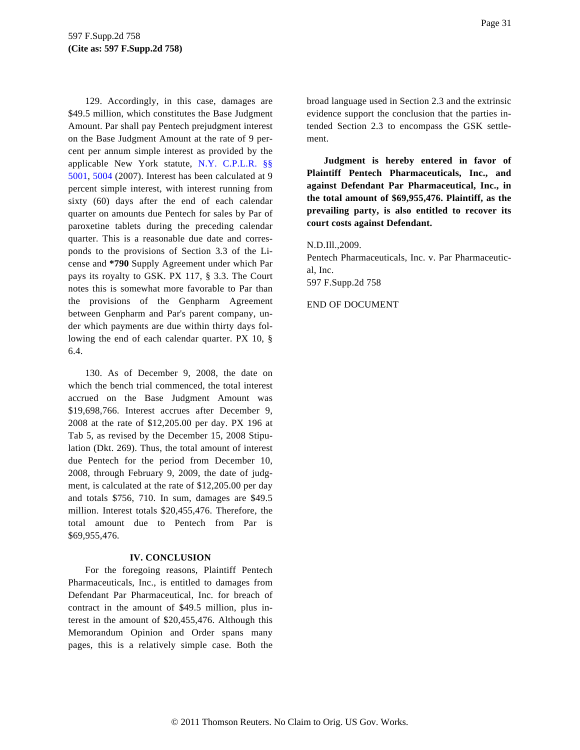129. Accordingly, in this case, damages are $49.5 million, which constitutes the Base Judgment Amount. Par shall pay Pentech prejudgment interest on the Base Judgment Amount at the rate of 9 percent per annum simple interest as provided by the applicable New York statute, N.Y. C.P.L.R. §§ 5001, 5004 (2007). Interest has been calculated at 9 percent simple interest, with interest running from sixty (60) days after the end of each calendar quarter on amounts due Pentech for sales by Par of paroxetine tablets during the preceding calendar quarter. This is a reasonable due date and corresponds to the provisions of Section 3.3 of the License and **\*790** Supply Agreement under which Par pays its royalty to GSK. PX 117, § 3.3. The Court notes this is somewhat more favorable to Par than the provisions of the Genpharm Agreement between Genpharm and Par's parent company, under which payments are due within thirty days following the end of each calendar quarter. PX 10, § 6.4.

130. As of December 9, 2008, the date on which the bench trial commenced, the total interest accrued on the Base Judgment Amount was $19,698,766. Interest accrues after December 9, 2008 at the rate of $12,205.00 per day. PX 196 at Tab 5, as revised by the December 15, 2008 Stipulation (Dkt. 269). Thus, the total amount of interest due Pentech for the period from December 10, 2008, through February 9, 2009, the date of judgment, is calculated at the rate of $12,205.00 per day and totals $756, 710. In sum, damages are $49.5 million. Interest totals $20,455,476. Therefore, the total amount due to Pentech from Par is $69,955,476.

## IV. CONCLUSION

For the foregoing reasons, Plaintiff Pentech Pharmaceuticals, Inc., is entitled to damages from Defendant Par Pharmaceutical, Inc. for breach of contract in the amount of $49.5 million, plus interest in the amount of $20,455,476. Although this Memorandum Opinion and Order spans many pages, this is a relatively simple case. Both the broad language used in Section 2.3 and the extrinsic evidence support the conclusion that the parties intended Section 2.3 to encompass the GSK settlement.

**Judgment is hereby entered in favor of Plaintiff Pentech Pharmaceuticals, Inc., and against Defendant Par Pharmaceutical, Inc., in the total amount of $69,955,476. Plaintiff, as the prevailing party, is also entitled to recover its court costs against Defendant.**

N.D.Ill.,2009.
Pentech Pharmaceuticals, Inc. v. Par Pharmaceutical, Inc.
597 F.Supp.2d 758

END OF DOCUMENT